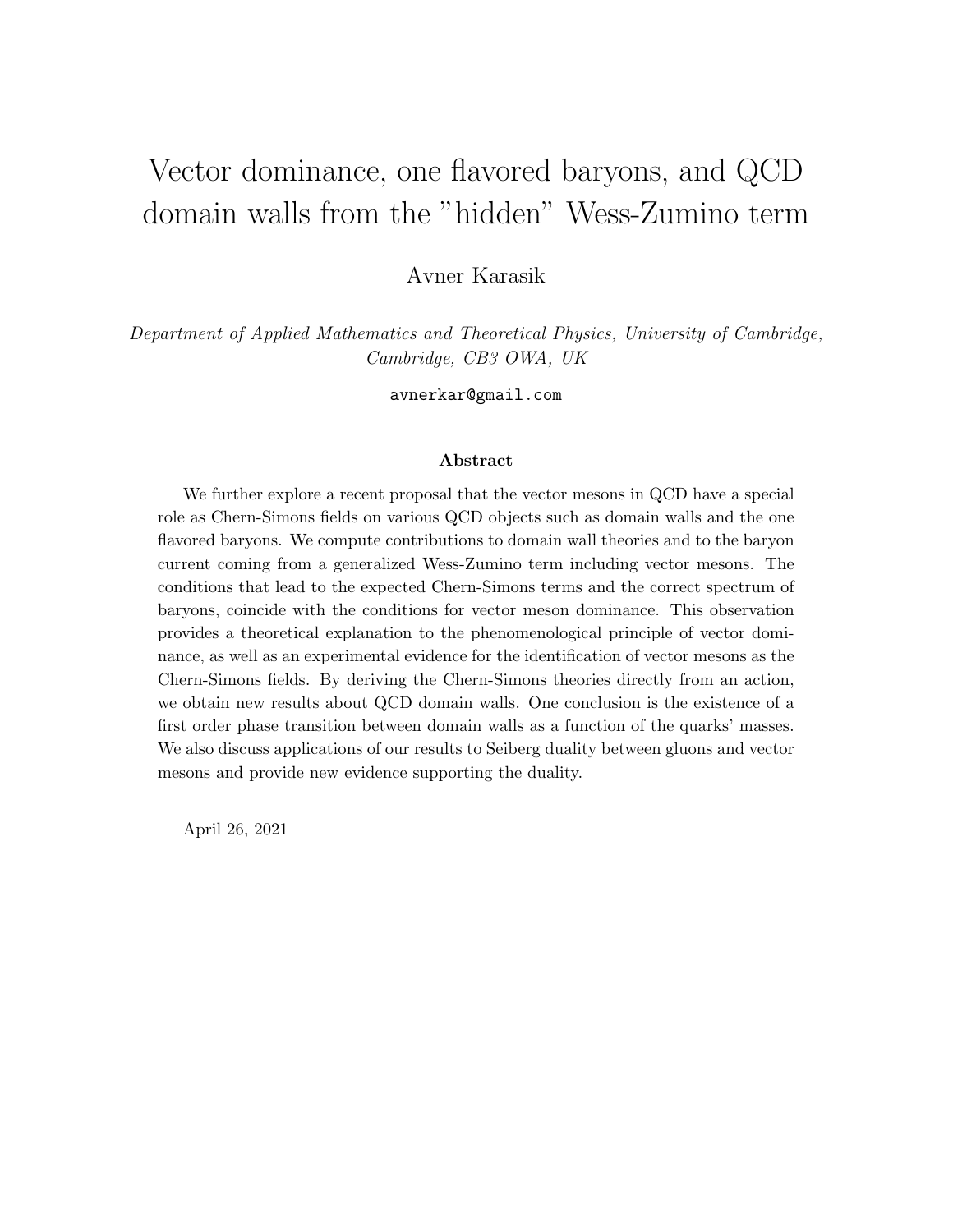# Vector dominance, one flavored baryons, and QCD domain walls from the "hidden" Wess-Zumino term

Avner Karasik

*Department of Applied Mathematics and Theoretical Physics, University of Cambridge, Cambridge, CB3 OWA, UK*

avnerkar@gmail.com

### Abstract

We further explore a recent proposal that the vector mesons in QCD have a special role as Chern-Simons fields on various QCD objects such as domain walls and the one flavored baryons. We compute contributions to domain wall theories and to the baryon current coming from a generalized Wess-Zumino term including vector mesons. The conditions that lead to the expected Chern-Simons terms and the correct spectrum of baryons, coincide with the conditions for vector meson dominance. This observation provides a theoretical explanation to the phenomenological principle of vector dominance, as well as an experimental evidence for the identification of vector mesons as the Chern-Simons fields. By deriving the Chern-Simons theories directly from an action, we obtain new results about QCD domain walls. One conclusion is the existence of a first order phase transition between domain walls as a function of the quarks' masses. We also discuss applications of our results to Seiberg duality between gluons and vector mesons and provide new evidence supporting the duality.

April 26, 2021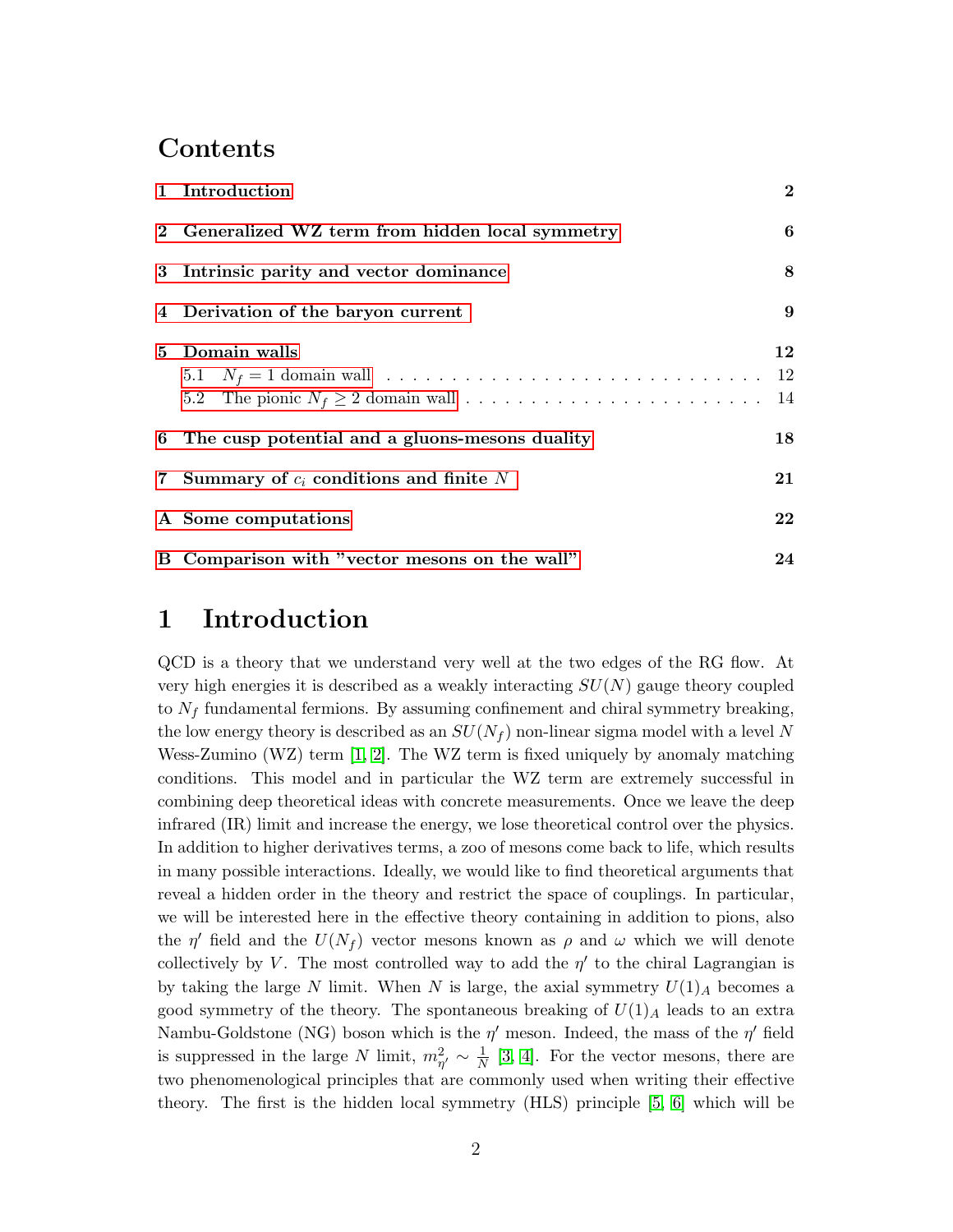# Contents

1 Introduction — 2

2 Generalized WZ term from hidden local symmetry — 6

3 Intrinsic parity and vector dominance — 8

4 Derivation of the baryon current — 9

5 Domain walls — 12
- 5.1 $N_f = 1$ domain wall — 12
- 5.2 The pionic $N_f \geq 2$ domain wall — 14

6 The cusp potential and a gluons-mesons duality — 18

7 Summary of $c_i$ conditions and finite $N$ — 21

A Some computations — 22

B Comparison with "vector mesons on the wall" — 24

# 1 Introduction

QCD is a theory that we understand very well at the two edges of the RG flow. At very high energies it is described as a weakly interacting $SU(N)$ gauge theory coupled to $N_f$ fundamental fermions. By assuming confinement and chiral symmetry breaking, the low energy theory is described as an $SU(N_f)$ non-linear sigma model with a level $N$ Wess-Zumino (WZ) term [1, 2]. The WZ term is fixed uniquely by anomaly matching conditions. This model and in particular the WZ term are extremely successful in combining deep theoretical ideas with concrete measurements. Once we leave the deep infrared (IR) limit and increase the energy, we lose theoretical control over the physics. In addition to higher derivatives terms, a zoo of mesons come back to life, which results in many possible interactions. Ideally, we would like to find theoretical arguments that reveal a hidden order in the theory and restrict the space of couplings. In particular, we will be interested here in the effective theory containing in addition to pions, also the $\eta'$ field and the $U(N_f)$ vector mesons known as $\rho$ and $\omega$ which we will denote collectively by $V$. The most controlled way to add the $\eta'$ to the chiral Lagrangian is by taking the large $N$ limit. When $N$ is large, the axial symmetry $U(1)_A$ becomes a good symmetry of the theory. The spontaneous breaking of $U(1)_A$ leads to an extra Nambu-Goldstone (NG) boson which is the $\eta'$ meson. Indeed, the mass of the $\eta'$ field is suppressed in the large $N$ limit, $m^2_{\eta'} \sim \frac{1}{N}$ [3, 4]. For the vector mesons, there are two phenomenological principles that are commonly used when writing their effective theory. The first is the hidden local symmetry (HLS) principle [5, 6] which will be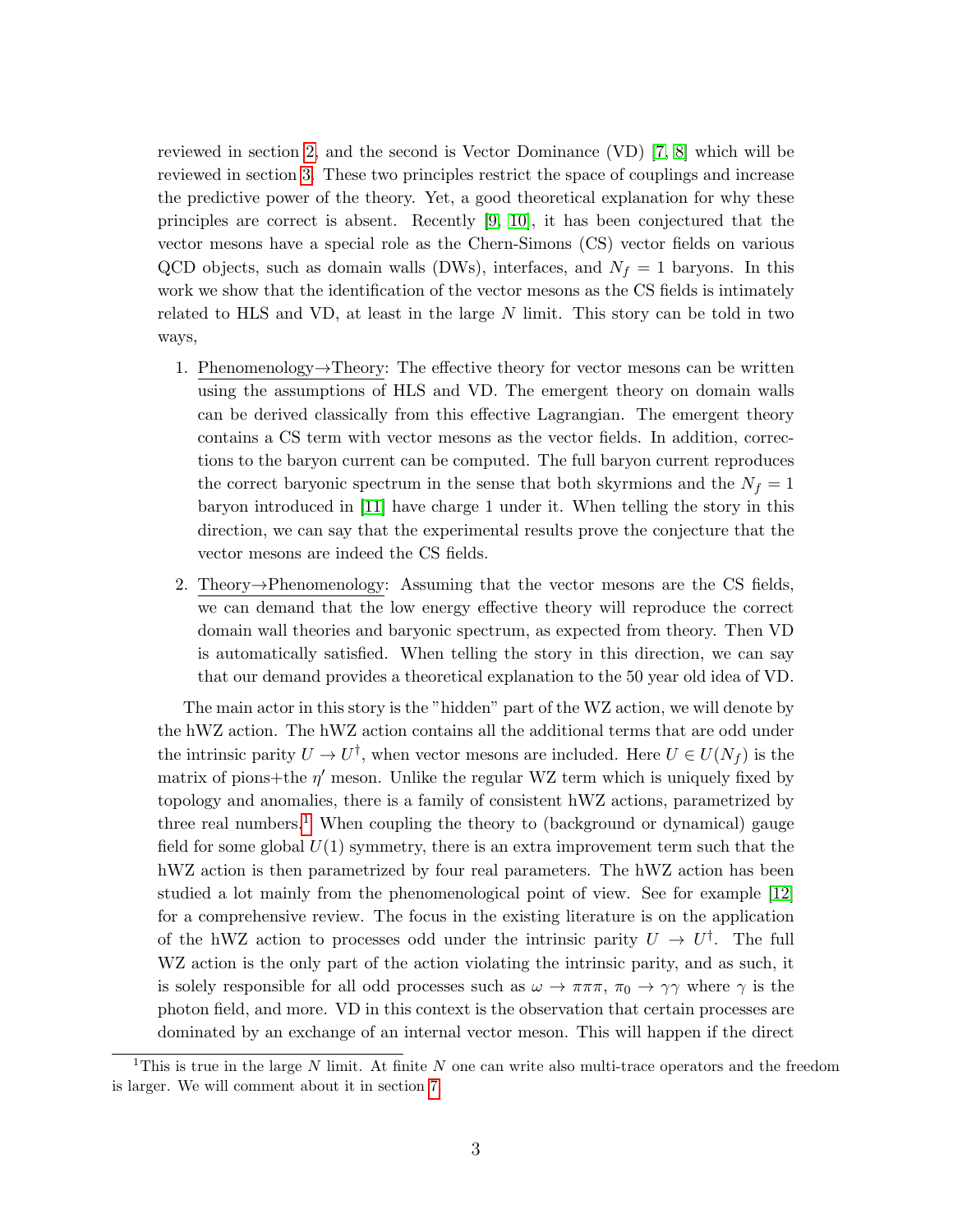reviewed in section 2, and the second is Vector Dominance (VD) [7, 8] which will be reviewed in section 3. These two principles restrict the space of couplings and increase the predictive power of the theory. Yet, a good theoretical explanation for why these principles are correct is absent. Recently [9, 10], it has been conjectured that the vector mesons have a special role as the Chern-Simons (CS) vector fields on various QCD objects, such as domain walls (DWs), interfaces, and $N_f = 1$ baryons. In this work we show that the identification of the vector mesons as the CS fields is intimately related to HLS and VD, at least in the large $N$ limit. This story can be told in two ways,

1. Phenomenology→Theory: The effective theory for vector mesons can be written using the assumptions of HLS and VD. The emergent theory on domain walls can be derived classically from this effective Lagrangian. The emergent theory contains a CS term with vector mesons as the vector fields. In addition, corrections to the baryon current can be computed. The full baryon current reproduces the correct baryonic spectrum in the sense that both skyrmions and the $N_f = 1$ baryon introduced in [11] have charge 1 under it. When telling the story in this direction, we can say that the experimental results prove the conjecture that the vector mesons are indeed the CS fields.

2. Theory→Phenomenology: Assuming that the vector mesons are the CS fields, we can demand that the low energy effective theory will reproduce the correct domain wall theories and baryonic spectrum, as expected from theory. Then VD is automatically satisfied. When telling the story in this direction, we can say that our demand provides a theoretical explanation to the 50 year old idea of VD.

The main actor in this story is the "hidden" part of the WZ action, we will denote by the hWZ action. The hWZ action contains all the additional terms that are odd under the intrinsic parity $U \to U^\dagger$, when vector mesons are included. Here $U \in U(N_f)$ is the matrix of pions+the $\eta'$ meson. Unlike the regular WZ term which is uniquely fixed by topology and anomalies, there is a family of consistent hWZ actions, parametrized by three real numbers.[1] When coupling the theory to (background or dynamical) gauge field for some global $U(1)$ symmetry, there is an extra improvement term such that the hWZ action is then parametrized by four real parameters. The hWZ action has been studied a lot mainly from the phenomenological point of view. See for example [12] for a comprehensive review. The focus in the existing literature is on the application of the hWZ action to processes odd under the intrinsic parity $U \to U^\dagger$. The full WZ action is the only part of the action violating the intrinsic parity, and as such, it is solely responsible for all odd processes such as $\omega \to \pi\pi\pi$, $\pi_0 \to \gamma\gamma$ where $\gamma$ is the photon field, and more. VD in this context is the observation that certain processes are dominated by an exchange of an internal vector meson. This will happen if the direct

[1] This is true in the large $N$ limit. At finite $N$ one can write also multi-trace operators and the freedom is larger. We will comment about it in section 7.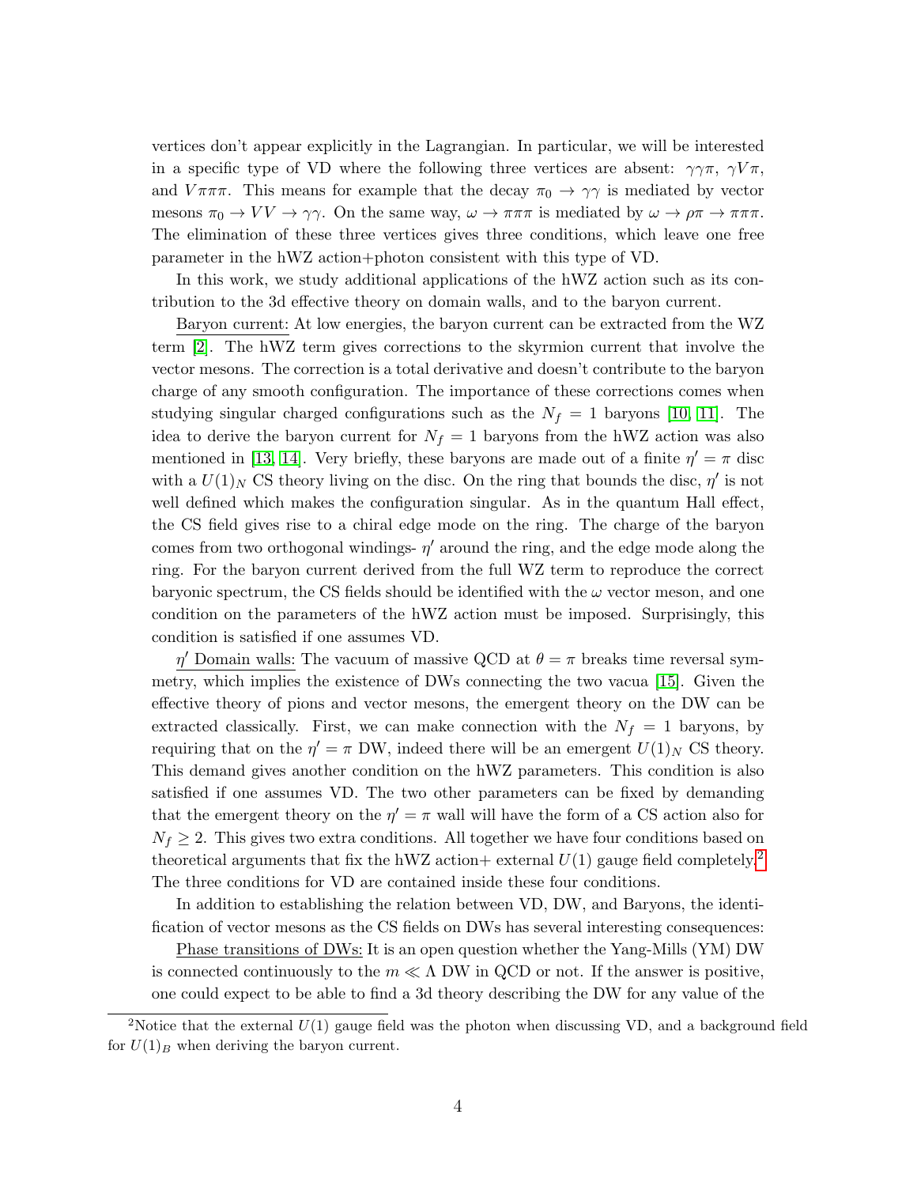vertices don't appear explicitly in the Lagrangian. In particular, we will be interested in a specific type of VD where the following three vertices are absent: $\gamma\gamma\pi$, $\gamma V\pi$, and $V\pi\pi\pi$. This means for example that the decay $\pi_0 \to \gamma\gamma$ is mediated by vector mesons $\pi_0 \to VV \to \gamma\gamma$. On the same way, $\omega \to \pi\pi\pi$ is mediated by $\omega \to \rho\pi \to \pi\pi\pi$. The elimination of these three vertices gives three conditions, which leave one free parameter in the hWZ action+photon consistent with this type of VD.

In this work, we study additional applications of the hWZ action such as its contribution to the 3d effective theory on domain walls, and to the baryon current.

Baryon current: At low energies, the baryon current can be extracted from the WZ term [2]. The hWZ term gives corrections to the skyrmion current that involve the vector mesons. The correction is a total derivative and doesn't contribute to the baryon charge of any smooth configuration. The importance of these corrections comes when studying singular charged configurations such as the $N_f = 1$ baryons [10, 11]. The idea to derive the baryon current for $N_f = 1$ baryons from the hWZ action was also mentioned in [13, 14]. Very briefly, these baryons are made out of a finite $\eta' = \pi$ disc with a $U(1)_N$ CS theory living on the disc. On the ring that bounds the disc, $\eta'$ is not well defined which makes the configuration singular. As in the quantum Hall effect, the CS field gives rise to a chiral edge mode on the ring. The charge of the baryon comes from two orthogonal windings- $\eta'$ around the ring, and the edge mode along the ring. For the baryon current derived from the full WZ term to reproduce the correct baryonic spectrum, the CS fields should be identified with the $\omega$ vector meson, and one condition on the parameters of the hWZ action must be imposed. Surprisingly, this condition is satisfied if one assumes VD.

$\eta'$ Domain walls: The vacuum of massive QCD at $\theta = \pi$ breaks time reversal symmetry, which implies the existence of DWs connecting the two vacua [15]. Given the effective theory of pions and vector mesons, the emergent theory on the DW can be extracted classically. First, we can make connection with the $N_f = 1$ baryons, by requiring that on the $\eta' = \pi$ DW, indeed there will be an emergent $U(1)_N$ CS theory. This demand gives another condition on the hWZ parameters. This condition is also satisfied if one assumes VD. The two other parameters can be fixed by demanding that the emergent theory on the $\eta' = \pi$ wall will have the form of a CS action also for $N_f \geq 2$. This gives two extra conditions. All together we have four conditions based on theoretical arguments that fix the hWZ action+ external $U(1)$ gauge field completely.[2] The three conditions for VD are contained inside these four conditions.

In addition to establishing the relation between VD, DW, and Baryons, the identification of vector mesons as the CS fields on DWs has several interesting consequences:

Phase transitions of DWs: It is an open question whether the Yang-Mills (YM) DW is connected continuously to the $m \ll \Lambda$ DW in QCD or not. If the answer is positive, one could expect to be able to find a 3d theory describing the DW for any value of the

[2] Notice that the external $U(1)$ gauge field was the photon when discussing VD, and a background field for $U(1)_B$ when deriving the baryon current.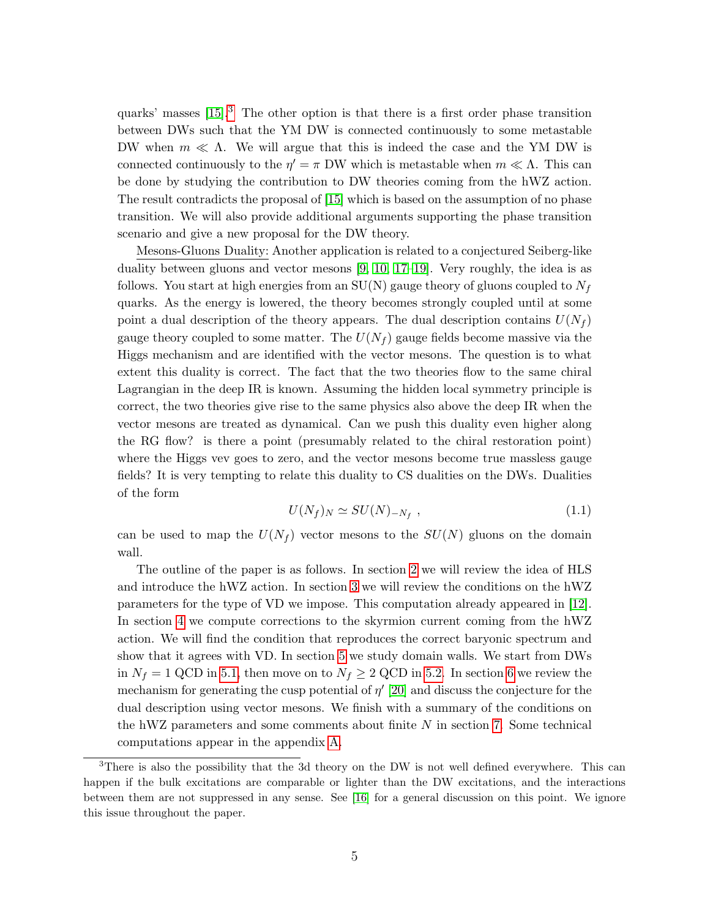quarks' masses [15].[3] The other option is that there is a first order phase transition between DWs such that the YM DW is connected continuously to some metastable DW when $m \ll \Lambda$. We will argue that this is indeed the case and the YM DW is connected continuously to the $\eta' = \pi$ DW which is metastable when $m \ll \Lambda$. This can be done by studying the contribution to DW theories coming from the hWZ action. The result contradicts the proposal of [15] which is based on the assumption of no phase transition. We will also provide additional arguments supporting the phase transition scenario and give a new proposal for the DW theory.

Mesons-Gluons Duality: Another application is related to a conjectured Seiberg-like duality between gluons and vector mesons [9, 10, 17–19]. Very roughly, the idea is as follows. You start at high energies from an SU(N) gauge theory of gluons coupled to $N_f$ quarks. As the energy is lowered, the theory becomes strongly coupled until at some point a dual description of the theory appears. The dual description contains $U(N_f)$ gauge theory coupled to some matter. The $U(N_f)$ gauge fields become massive via the Higgs mechanism and are identified with the vector mesons. The question is to what extent this duality is correct. The fact that the two theories flow to the same chiral Lagrangian in the deep IR is known. Assuming the hidden local symmetry principle is correct, the two theories give rise to the same physics also above the deep IR when the vector mesons are treated as dynamical. Can we push this duality even higher along the RG flow? is there a point (presumably related to the chiral restoration point) where the Higgs vev goes to zero, and the vector mesons become true massless gauge fields? It is very tempting to relate this duality to CS dualities on the DWs. Dualities of the form

$$U(N_f)_N \simeq SU(N)_{-N_f} \ , \tag{1.1}$$

can be used to map the $U(N_f)$ vector mesons to the $SU(N)$ gluons on the domain wall.

The outline of the paper is as follows. In section 2 we will review the idea of HLS and introduce the hWZ action. In section 3 we will review the conditions on the hWZ parameters for the type of VD we impose. This computation already appeared in [12]. In section 4 we compute corrections to the skyrmion current coming from the hWZ action. We will find the condition that reproduces the correct baryonic spectrum and show that it agrees with VD. In section 5 we study domain walls. We start from DWs in $N_f = 1$ QCD in 5.1, then move on to $N_f \geq 2$ QCD in 5.2. In section 6 we review the mechanism for generating the cusp potential of $\eta'$ [20] and discuss the conjecture for the dual description using vector mesons. We finish with a summary of the conditions on the hWZ parameters and some comments about finite $N$ in section 7. Some technical computations appear in the appendix A.

[3] There is also the possibility that the 3d theory on the DW is not well defined everywhere. This can happen if the bulk excitations are comparable or lighter than the DW excitations, and the interactions between them are not suppressed in any sense. See [16] for a general discussion on this point. We ignore this issue throughout the paper.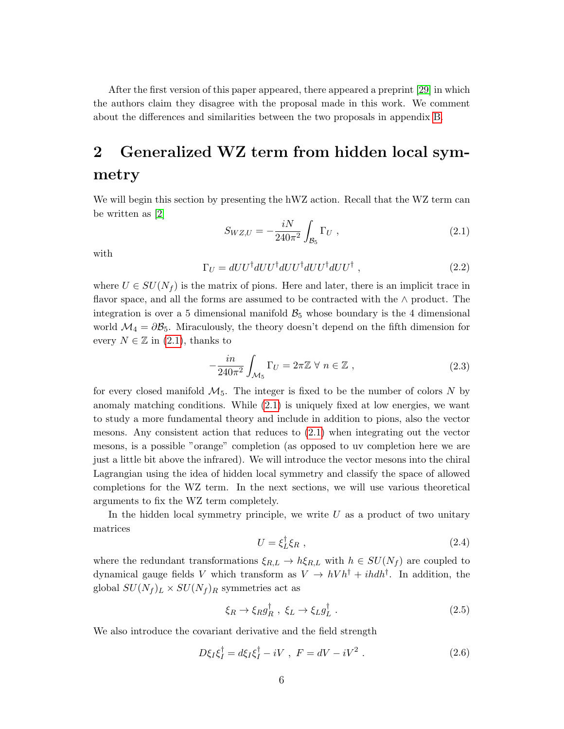After the first version of this paper appeared, there appeared a preprint [29] in which the authors claim they disagree with the proposal made in this work. We comment about the differences and similarities between the two proposals in appendix B.

## 2 Generalized WZ term from hidden local symmetry

We will begin this section by presenting the hWZ action. Recall that the WZ term can be written as [2]

$$S_{WZ,U} = -\frac{iN}{240\pi^2}\int_{\mathcal{B}_5} \Gamma_U \ , \tag{2.1}$$

with

$$\Gamma_U = dUU^\dagger dUU^\dagger dUU^\dagger dUU^\dagger dUU^\dagger \ , \tag{2.2}$$

where $U \in SU(N_f)$ is the matrix of pions. Here and later, there is an implicit trace in flavor space, and all the forms are assumed to be contracted with the $\wedge$ product. The integration is over a 5 dimensional manifold $\mathcal{B}_5$ whose boundary is the 4 dimensional world $\mathcal{M}_4 = \partial\mathcal{B}_5$. Miraculously, the theory doesn't depend on the fifth dimension for every $N \in \mathbb{Z}$ in (2.1), thanks to

$$-\frac{in}{240\pi^2}\int_{\mathcal{M}_5} \Gamma_U = 2\pi\mathbb{Z} \ \forall \ n \in \mathbb{Z} \ , \tag{2.3}$$

for every closed manifold $\mathcal{M}_5$. The integer is fixed to be the number of colors $N$ by anomaly matching conditions. While (2.1) is uniquely fixed at low energies, we want to study a more fundamental theory and include in addition to pions, also the vector mesons. Any consistent action that reduces to (2.1) when integrating out the vector mesons, is a possible "orange" completion (as opposed to uv completion here we are just a little bit above the infrared). We will introduce the vector mesons into the chiral Lagrangian using the idea of hidden local symmetry and classify the space of allowed completions for the WZ term. In the next sections, we will use various theoretical arguments to fix the WZ term completely.

In the hidden local symmetry principle, we write $U$ as a product of two unitary matrices

$$U = \xi_L^\dagger \xi_R \ , \tag{2.4}$$

where the redundant transformations $\xi_{R,L} \to h\xi_{R,L}$ with $h \in SU(N_f)$ are coupled to dynamical gauge fields $V$ which transform as $V \to hVh^\dagger + ihdh^\dagger$. In addition, the global $SU(N_f)_L \times SU(N_f)_R$ symmetries act as

$$\xi_R \to \xi_R g_R^\dagger \ , \ \xi_L \to \xi_L g_L^\dagger \ . \tag{2.5}$$

We also introduce the covariant derivative and the field strength

$$D\xi_I \xi_I^\dagger = d\xi_I \xi_I^\dagger - iV \ , \ F = dV - iV^2 \ . \tag{2.6}$$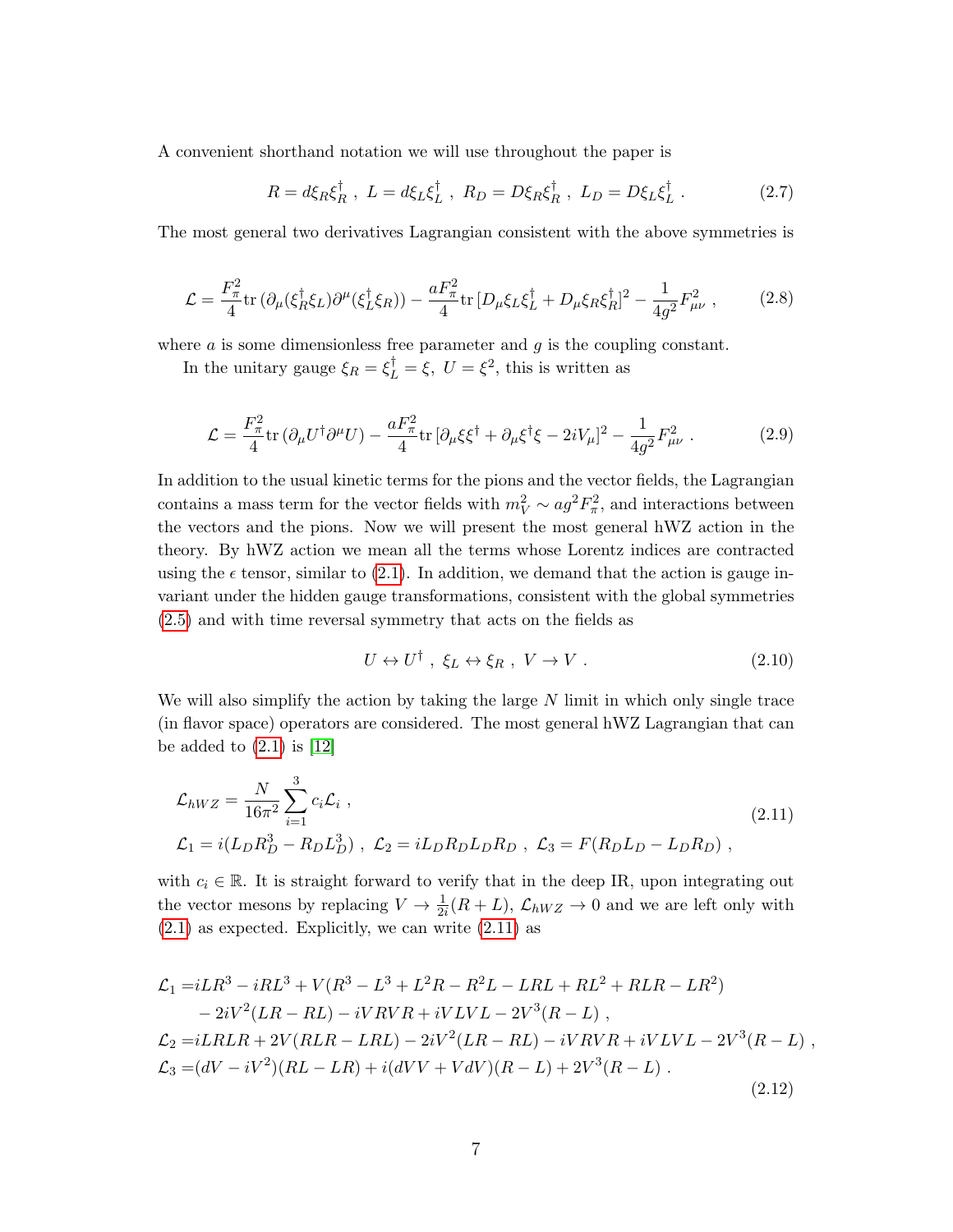A convenient shorthand notation we will use throughout the paper is

$$
R = d\xi_R \xi_R^\dagger \ , \ L = d\xi_L \xi_L^\dagger \ , \ R_D = D\xi_R \xi_R^\dagger \ , \ L_D = D\xi_L \xi_L^\dagger \ . \tag{2.7}
$$

The most general two derivatives Lagrangian consistent with the above symmetries is

$$
\mathcal{L} = \frac{F_\pi^2}{4} \mathrm{tr}\,(\partial_\mu(\xi_R^\dagger \xi_L)\partial^\mu(\xi_L^\dagger \xi_R)) - \frac{aF_\pi^2}{4}\mathrm{tr}\,[D_\mu \xi_L \xi_L^\dagger + D_\mu \xi_R \xi_R^\dagger]^2 - \frac{1}{4g^2}F_{\mu\nu}^2 \ , \tag{2.8}
$$

where $a$ is some dimensionless free parameter and $g$ is the coupling constant.

In the unitary gauge $\xi_R = \xi_L^\dagger = \xi$, $U = \xi^2$, this is written as

$$
\mathcal{L} = \frac{F_\pi^2}{4} \mathrm{tr}\,(\partial_\mu U^\dagger \partial^\mu U) - \frac{aF_\pi^2}{4}\mathrm{tr}\,[\partial_\mu \xi \xi^\dagger + \partial_\mu \xi^\dagger \xi - 2iV_\mu]^2 - \frac{1}{4g^2}F_{\mu\nu}^2 \ . \tag{2.9}
$$

In addition to the usual kinetic terms for the pions and the vector fields, the Lagrangian contains a mass term for the vector fields with $m_V^2 \sim a g^2 F_\pi^2$, and interactions between the vectors and the pions. Now we will present the most general hWZ action in the theory. By hWZ action we mean all the terms whose Lorentz indices are contracted using the $\epsilon$ tensor, similar to (2.1). In addition, we demand that the action is gauge invariant under the hidden gauge transformations, consistent with the global symmetries (2.5) and with time reversal symmetry that acts on the fields as

$$
U \leftrightarrow U^\dagger \ , \ \xi_L \leftrightarrow \xi_R \ , \ V \to V \ . \tag{2.10}
$$

We will also simplify the action by taking the large $N$ limit in which only single trace (in flavor space) operators are considered. The most general hWZ Lagrangian that can be added to (2.1) is [12]

$$
\begin{aligned}
&\mathcal{L}_{hWZ} = \frac{N}{16\pi^2}\sum_{i=1}^{3} c_i \mathcal{L}_i \ , \\
&\mathcal{L}_1 = i(L_D R_D^3 - R_D L_D^3) \ , \ \mathcal{L}_2 = i L_D R_D L_D R_D \ , \ \mathcal{L}_3 = F(R_D L_D - L_D R_D) \ ,
\end{aligned} \tag{2.11}
$$

with $c_i \in \mathbb{R}$. It is straight forward to verify that in the deep IR, upon integrating out the vector mesons by replacing $V \to \frac{1}{2i}(R+L)$, $\mathcal{L}_{hWZ} \to 0$ and we are left only with (2.1) as expected. Explicitly, we can write (2.11) as

$$
\begin{aligned}
\mathcal{L}_1 =& iLR^3 - iRL^3 + V(R^3 - L^3 + L^2R - R^2L - LRL + RL^2 + RLR - LR^2) \\
&- 2iV^2(LR - RL) - iVRVR + iVLVL - 2V^3(R - L) \ , \\
\mathcal{L}_2 =& iLRLR + 2V(RLR - LRL) - 2iV^2(LR - RL) - iVRVR + iVLVL - 2V^3(R - L) \ , \\
\mathcal{L}_3 =& (dV - iV^2)(RL - LR) + i(dVV + VdV)(R - L) + 2V^3(R - L) \ .
\end{aligned} \tag{2.12}
$$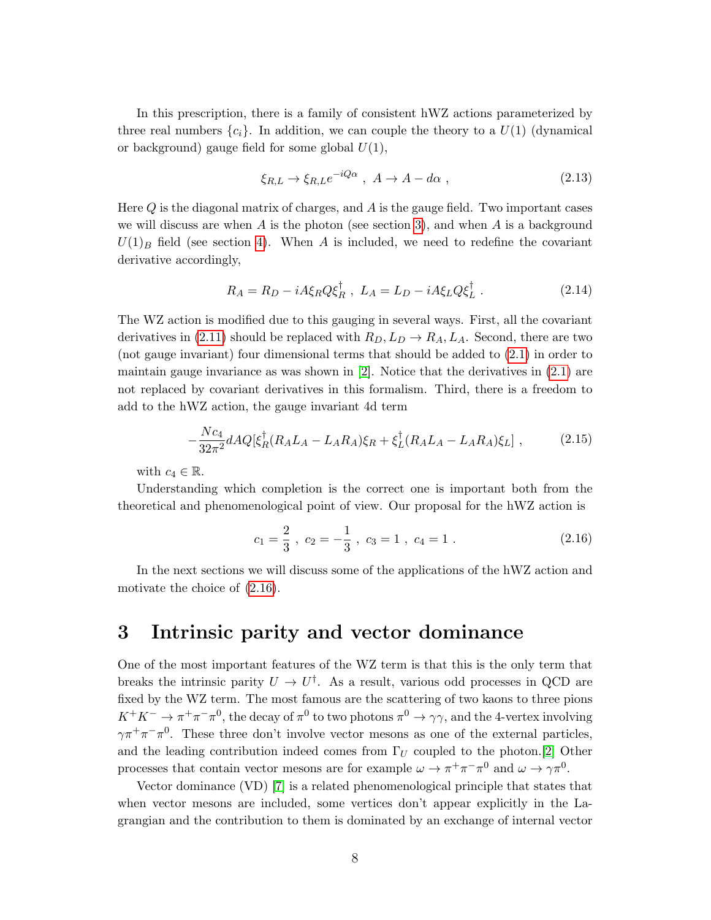In this prescription, there is a family of consistent hWZ actions parameterized by three real numbers $\{c_i\}$. In addition, we can couple the theory to a $U(1)$ (dynamical or background) gauge field for some global $U(1)$,

$$\xi_{R,L} \to \xi_{R,L} e^{-iQ\alpha} \ , \ A \to A - d\alpha \ , \tag{2.13}$$

Here $Q$ is the diagonal matrix of charges, and $A$ is the gauge field. Two important cases we will discuss are when $A$ is the photon (see section 3), and when $A$ is a background $U(1)_B$ field (see section 4). When $A$ is included, we need to redefine the covariant derivative accordingly,

$$R_A = R_D - iA\xi_R Q\xi_R^\dagger \ , \ L_A = L_D - iA\xi_L Q\xi_L^\dagger \ . \tag{2.14}$$

The WZ action is modified due to this gauging in several ways. First, all the covariant derivatives in (2.11) should be replaced with $R_D, L_D \to R_A, L_A$. Second, there are two (not gauge invariant) four dimensional terms that should be added to (2.1) in order to maintain gauge invariance as was shown in [2]. Notice that the derivatives in (2.1) are not replaced by covariant derivatives in this formalism. Third, there is a freedom to add to the hWZ action, the gauge invariant 4d term

$$-\frac{Nc_4}{32\pi^2} dAQ[\xi_R^\dagger(R_A L_A - L_A R_A)\xi_R + \xi_L^\dagger(R_A L_A - L_A R_A)\xi_L] \ , \tag{2.15}$$

with $c_4 \in \mathbb{R}$.

Understanding which completion is the correct one is important both from the theoretical and phenomenological point of view. Our proposal for the hWZ action is

$$c_1 = \frac{2}{3} \ , \ c_2 = -\frac{1}{3} \ , \ c_3 = 1 \ , \ c_4 = 1 \ . \tag{2.16}$$

In the next sections we will discuss some of the applications of the hWZ action and motivate the choice of (2.16).

# 3 Intrinsic parity and vector dominance

One of the most important features of the WZ term is that this is the only term that breaks the intrinsic parity $U \to U^\dagger$. As a result, various odd processes in QCD are fixed by the WZ term. The most famous are the scattering of two kaons to three pions $K^+K^- \to \pi^+\pi^-\pi^0$, the decay of $\pi^0$ to two photons $\pi^0 \to \gamma\gamma$, and the 4-vertex involving $\gamma\pi^+\pi^-\pi^0$. These three don't involve vector mesons as one of the external particles, and the leading contribution indeed comes from $\Gamma_U$ coupled to the photon.[2] Other processes that contain vector mesons are for example $\omega \to \pi^+\pi^-\pi^0$ and $\omega \to \gamma\pi^0$.

Vector dominance (VD) [7] is a related phenomenological principle that states that when vector mesons are included, some vertices don't appear explicitly in the Lagrangian and the contribution to them is dominated by an exchange of internal vector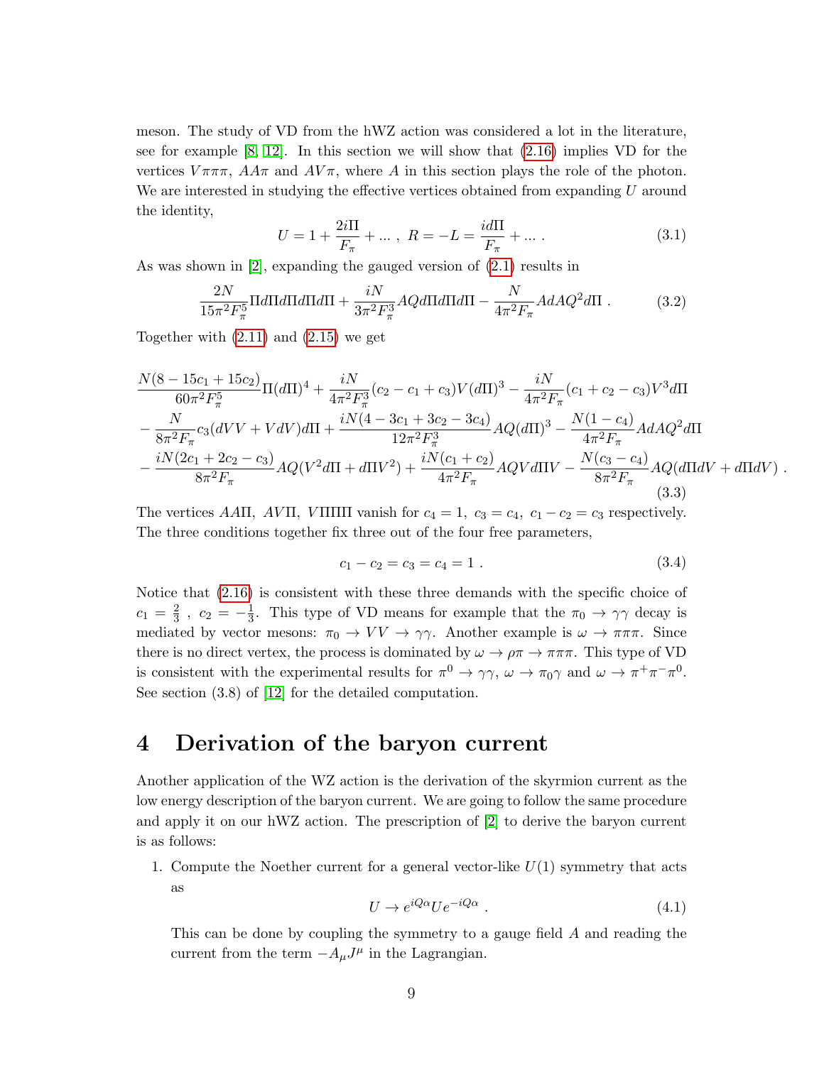meson. The study of VD from the hWZ action was considered a lot in the literature, see for example [8, 12]. In this section we will show that (2.16) implies VD for the vertices $V\pi\pi\pi$, $AA\pi$ and $AV\pi$, where $A$ in this section plays the role of the photon. We are interested in studying the effective vertices obtained from expanding $U$ around the identity,

$$U = 1 + \frac{2i\Pi}{F_\pi} + \dots \, , \; R = -L = \frac{id\Pi}{F_\pi} + \dots \, . \tag{3.1}$$

As was shown in [2], expanding the gauged version of (2.1) results in

$$\frac{2N}{15\pi^2 F_\pi^5}\Pi d\Pi d\Pi d\Pi d\Pi + \frac{iN}{3\pi^2 F_\pi^3} AQ d\Pi d\Pi d\Pi - \frac{N}{4\pi^2 F_\pi} AdAQ^2 d\Pi \, . \tag{3.2}$$

Together with (2.11) and (2.15) we get

$$\begin{aligned}
&\frac{N(8-15c_1+15c_2)}{60\pi^2 F_\pi^5}\Pi(d\Pi)^4 + \frac{iN}{4\pi^2 F_\pi^3}(c_2-c_1+c_3)V(d\Pi)^3 - \frac{iN}{4\pi^2 F_\pi}(c_1+c_2-c_3)V^3 d\Pi \\
&- \frac{N}{8\pi^2 F_\pi}c_3(dVV+VdV)d\Pi + \frac{iN(4-3c_1+3c_2-3c_4)}{12\pi^2 F_\pi^3}AQ(d\Pi)^3 - \frac{N(1-c_4)}{4\pi^2 F_\pi}AdAQ^2 d\Pi \\
&- \frac{iN(2c_1+2c_2-c_3)}{8\pi^2 F_\pi}AQ(V^2 d\Pi + d\Pi V^2) + \frac{iN(c_1+c_2)}{4\pi^2 F_\pi}AQVd\Pi V - \frac{N(c_3-c_4)}{8\pi^2 F_\pi}AQ(d\Pi dV + d\Pi dV) \, .
\end{aligned} \tag{3.3}$$

The vertices $AA\Pi$, $AV\Pi$, $V\Pi\Pi\Pi$ vanish for $c_4 = 1$, $c_3 = c_4$, $c_1 - c_2 = c_3$ respectively. The three conditions together fix three out of the four free parameters,

$$c_1 - c_2 = c_3 = c_4 = 1 \, . \tag{3.4}$$

Notice that (2.16) is consistent with these three demands with the specific choice of $c_1 = \frac{2}{3}$ , $c_2 = -\frac{1}{3}$. This type of VD means for example that the $\pi_0 \to \gamma\gamma$ decay is mediated by vector mesons: $\pi_0 \to VV \to \gamma\gamma$. Another example is $\omega \to \pi\pi\pi$. Since there is no direct vertex, the process is dominated by $\omega \to \rho\pi \to \pi\pi\pi$. This type of VD is consistent with the experimental results for $\pi^0 \to \gamma\gamma$, $\omega \to \pi_0\gamma$ and $\omega \to \pi^+\pi^-\pi^0$. See section (3.8) of [12] for the detailed computation.

# 4 Derivation of the baryon current

Another application of the WZ action is the derivation of the skyrmion current as the low energy description of the baryon current. We are going to follow the same procedure and apply it on our hWZ action. The prescription of [2] to derive the baryon current is as follows:

1. Compute the Noether current for a general vector-like $U(1)$ symmetry that acts as

$$U \to e^{iQ\alpha} U e^{-iQ\alpha} \, . \tag{4.1}$$

   This can be done by coupling the symmetry to a gauge field $A$ and reading the current from the term $-A_\mu J^\mu$ in the Lagrangian.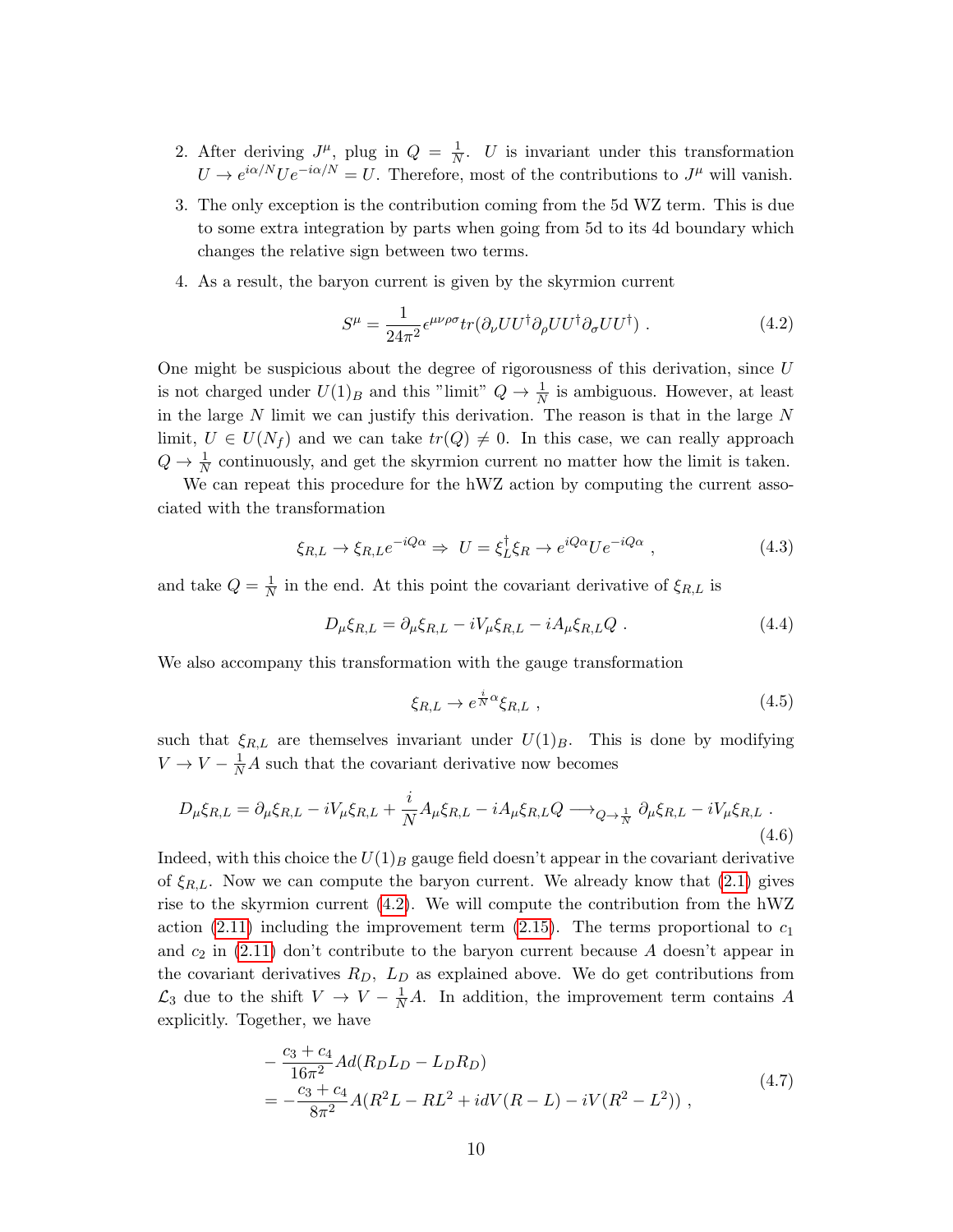2. After deriving $J^\mu$, plug in $Q = \frac{1}{N}$. $U$ is invariant under this transformation $U \to e^{i\alpha/N} U e^{-i\alpha/N} = U$. Therefore, most of the contributions to $J^\mu$ will vanish.
3. The only exception is the contribution coming from the 5d WZ term. This is due to some extra integration by parts when going from 5d to its 4d boundary which changes the relative sign between two terms.
4. As a result, the baryon current is given by the skyrmion current

$$S^\mu = \frac{1}{24\pi^2}\epsilon^{\mu\nu\rho\sigma} tr(\partial_\nu U U^\dagger \partial_\rho U U^\dagger \partial_\sigma U U^\dagger) \ . \tag{4.2}$$

One might be suspicious about the degree of rigorousness of this derivation, since $U$ is not charged under $U(1)_B$ and this "limit" $Q \to \frac{1}{N}$ is ambiguous. However, at least in the large $N$ limit we can justify this derivation. The reason is that in the large $N$ limit, $U \in U(N_f)$ and we can take $tr(Q) \neq 0$. In this case, we can really approach $Q \to \frac{1}{N}$ continuously, and get the skyrmion current no matter how the limit is taken.

We can repeat this procedure for the hWZ action by computing the current associated with the transformation

$$\xi_{R,L} \to \xi_{R,L} e^{-iQ\alpha} \Rightarrow \ U = \xi_L^\dagger \xi_R \to e^{iQ\alpha} U e^{-iQ\alpha} \ , \tag{4.3}$$

and take $Q = \frac{1}{N}$ in the end. At this point the covariant derivative of $\xi_{R,L}$ is

$$D_\mu \xi_{R,L} = \partial_\mu \xi_{R,L} - iV_\mu \xi_{R,L} - iA_\mu \xi_{R,L} Q \ . \tag{4.4}$$

We also accompany this transformation with the gauge transformation

$$\xi_{R,L} \to e^{\frac{i}{N}\alpha} \xi_{R,L} \ , \tag{4.5}$$

such that $\xi_{R,L}$ are themselves invariant under $U(1)_B$. This is done by modifying $V \to V - \frac{1}{N}A$ such that the covariant derivative now becomes

$$D_\mu \xi_{R,L} = \partial_\mu \xi_{R,L} - iV_\mu \xi_{R,L} + \frac{i}{N} A_\mu \xi_{R,L} - iA_\mu \xi_{R,L} Q \longrightarrow_{Q \to \frac{1}{N}} \partial_\mu \xi_{R,L} - iV_\mu \xi_{R,L} \ . \tag{4.6}$$

Indeed, with this choice the $U(1)_B$ gauge field doesn't appear in the covariant derivative of $\xi_{R,L}$. Now we can compute the baryon current. We already know that (2.1) gives rise to the skyrmion current (4.2). We will compute the contribution from the hWZ action (2.11) including the improvement term (2.15). The terms proportional to $c_1$ and $c_2$ in (2.11) don't contribute to the baryon current because $A$ doesn't appear in the covariant derivatives $R_D$, $L_D$ as explained above. We do get contributions from $\mathcal{L}_3$ due to the shift $V \to V - \frac{1}{N}A$. In addition, the improvement term contains $A$ explicitly. Together, we have

$$\begin{aligned}
&-\frac{c_3 + c_4}{16\pi^2} A d(R_D L_D - L_D R_D) \\
&= -\frac{c_3 + c_4}{8\pi^2} A(R^2 L - RL^2 + idV(R - L) - iV(R^2 - L^2)) \ ,
\end{aligned} \tag{4.7}$$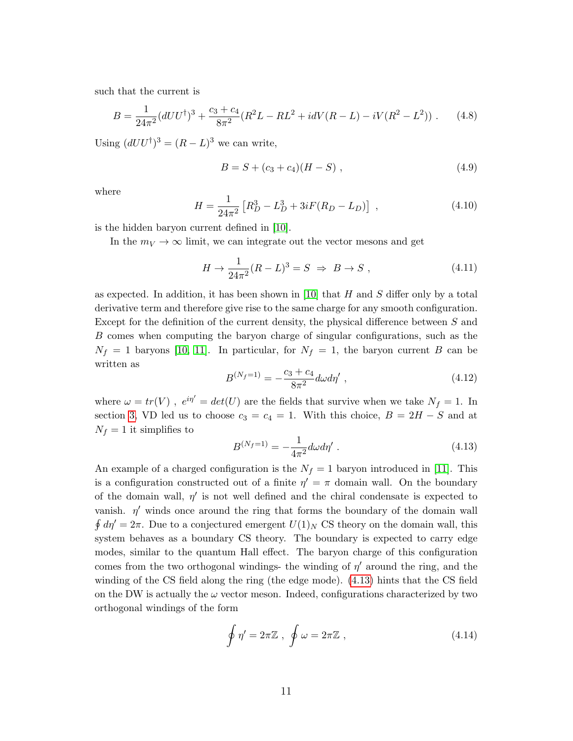such that the current is

$$B = \frac{1}{24\pi^2}(dUU^\dagger)^3 + \frac{c_3 + c_4}{8\pi^2}(R^2L - RL^2 + idV(R-L) - iV(R^2 - L^2)) \ . \tag{4.8}$$

Using $(dUU^\dagger)^3 = (R-L)^3$ we can write,

$$B = S + (c_3 + c_4)(H - S) \ , \tag{4.9}$$

where

$$H = \frac{1}{24\pi^2}\left[R_D^3 - L_D^3 + 3iF(R_D - L_D)\right] \ , \tag{4.10}$$

is the hidden baryon current defined in [10].

In the $m_V \to \infty$ limit, we can integrate out the vector mesons and get

$$H \to \frac{1}{24\pi^2}(R-L)^3 = S \ \Rightarrow \ B \to S \ , \tag{4.11}$$

as expected. In addition, it has been shown in [10] that $H$ and $S$ differ only by a total derivative term and therefore give rise to the same charge for any smooth configuration. Except for the definition of the current density, the physical difference between $S$ and $B$ comes when computing the baryon charge of singular configurations, such as the $N_f = 1$ baryons [10, 11]. In particular, for $N_f = 1$, the baryon current $B$ can be written as

$$B^{(N_f=1)} = -\frac{c_3 + c_4}{8\pi^2} d\omega d\eta' \ , \tag{4.12}$$

where $\omega = tr(V)$ , $e^{i\eta'} = det(U)$ are the fields that survive when we take $N_f = 1$. In section 3, VD led us to choose $c_3 = c_4 = 1$. With this choice, $B = 2H - S$ and at $N_f = 1$ it simplifies to

$$B^{(N_f=1)} = -\frac{1}{4\pi^2} d\omega d\eta' \ . \tag{4.13}$$

An example of a charged configuration is the $N_f = 1$ baryon introduced in [11]. This is a configuration constructed out of a finite $\eta' = \pi$ domain wall. On the boundary of the domain wall, $\eta'$ is not well defined and the chiral condensate is expected to vanish. $\eta'$ winds once around the ring that forms the boundary of the domain wall $\oint d\eta' = 2\pi$. Due to a conjectured emergent $U(1)_N$ CS theory on the domain wall, this system behaves as a boundary CS theory. The boundary is expected to carry edge modes, similar to the quantum Hall effect. The baryon charge of this configuration comes from the two orthogonal windings- the winding of $\eta'$ around the ring, and the winding of the CS field along the ring (the edge mode). (4.13) hints that the CS field on the DW is actually the $\omega$ vector meson. Indeed, configurations characterized by two orthogonal windings of the form

$$\oint \eta' = 2\pi\mathbb{Z} \ , \ \oint \omega = 2\pi\mathbb{Z} \ , \tag{4.14}$$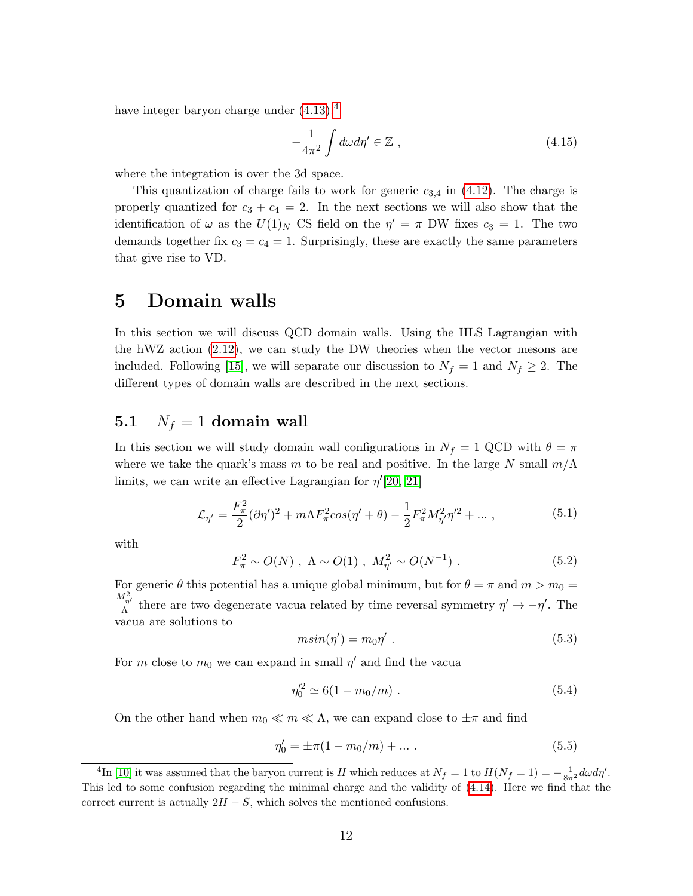have integer baryon charge under (4.13).[4]

$$-\frac{1}{4\pi^2}\int d\omega d\eta' \in \mathbb{Z}\ , \tag{4.15}$$

where the integration is over the 3d space.

This quantization of charge fails to work for generic $c_{3,4}$ in (4.12). The charge is properly quantized for $c_3 + c_4 = 2$. In the next sections we will also show that the identification of $\omega$ as the $U(1)_N$ CS field on the $\eta' = \pi$ DW fixes $c_3 = 1$. The two demands together fix $c_3 = c_4 = 1$. Surprisingly, these are exactly the same parameters that give rise to VD.

# 5 Domain walls

In this section we will discuss QCD domain walls. Using the HLS Lagrangian with the hWZ action (2.12), we can study the DW theories when the vector mesons are included. Following [15], we will separate our discussion to $N_f = 1$ and $N_f \geq 2$. The different types of domain walls are described in the next sections.

## 5.1 $N_f = 1$ domain wall

In this section we will study domain wall configurations in $N_f = 1$ QCD with $\theta = \pi$ where we take the quark's mass $m$ to be real and positive. In the large $N$ small $m/\Lambda$ limits, we can write an effective Lagrangian for $\eta'$[20, 21]

$$\mathcal{L}_{\eta'} = \frac{F_\pi^2}{2}(\partial\eta')^2 + m\Lambda F_\pi^2 cos(\eta' + \theta) - \frac{1}{2}F_\pi^2 M_{\eta'}^2 \eta'^2 + \dots\ , \tag{5.1}$$

with

$$F_\pi^2 \sim O(N)\ ,\ \Lambda \sim O(1)\ ,\ M_{\eta'}^2 \sim O(N^{-1})\ . \tag{5.2}$$

For generic $\theta$ this potential has a unique global minimum, but for $\theta = \pi$ and $m > m_0 = \frac{M_{\eta'}^2}{\Lambda}$ there are two degenerate vacua related by time reversal symmetry $\eta' \to -\eta'$. The vacua are solutions to

$$m sin(\eta') = m_0 \eta'\ . \tag{5.3}$$

For $m$ close to $m_0$ we can expand in small $\eta'$ and find the vacua

$$\eta_0'^2 \simeq 6(1 - m_0/m)\ . \tag{5.4}$$

On the other hand when $m_0 \ll m \ll \Lambda$, we can expand close to $\pm\pi$ and find

$$\eta_0' = \pm\pi(1 - m_0/m) + \dots\ . \tag{5.5}$$

[4] In [10] it was assumed that the baryon current is $H$ which reduces at $N_f = 1$ to $H(N_f = 1) = -\frac{1}{8\pi^2}d\omega d\eta'$. This led to some confusion regarding the minimal charge and the validity of (4.14). Here we find that the correct current is actually $2H - S$, which solves the mentioned confusions.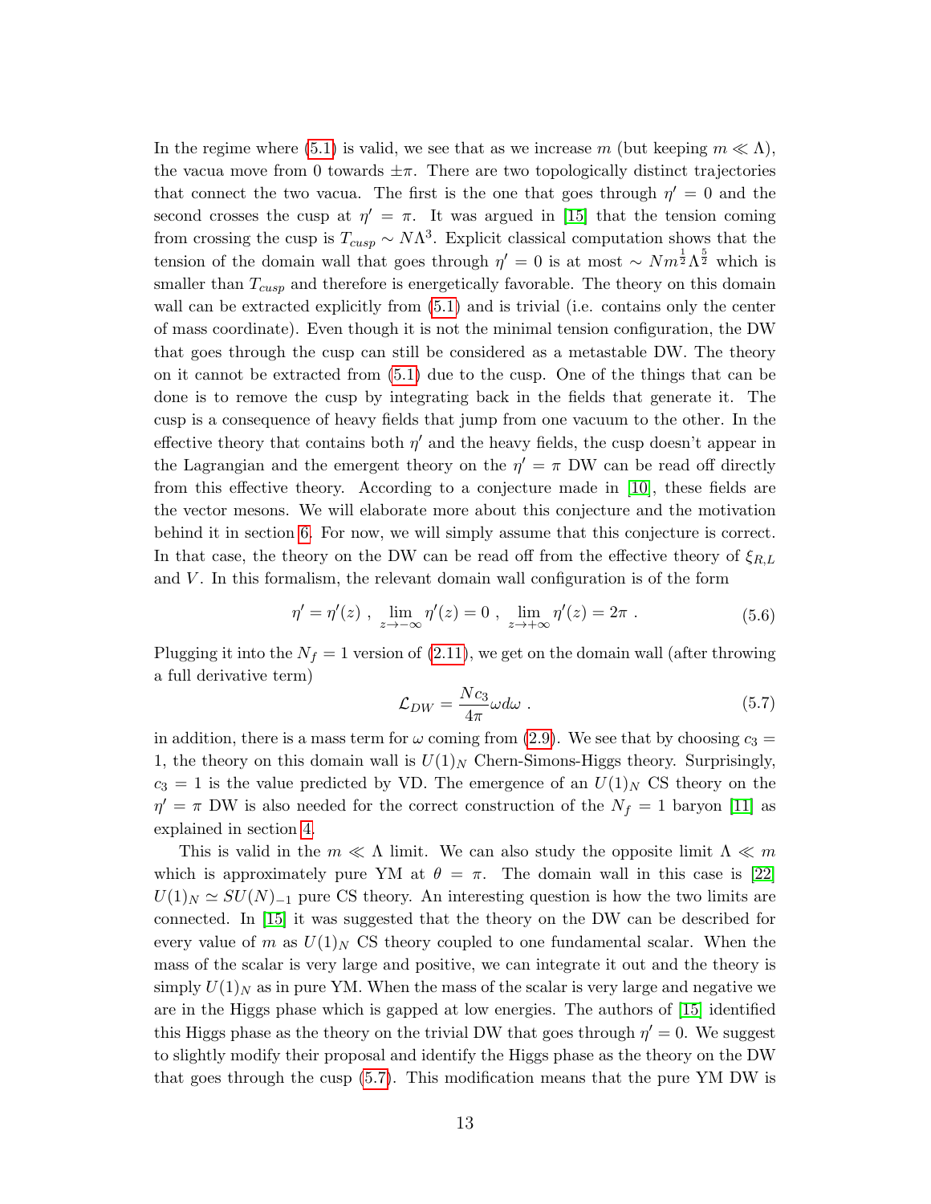In the regime where (5.1) is valid, we see that as we increase $m$ (but keeping $m \ll \Lambda$), the vacua move from 0 towards $\pm\pi$. There are two topologically distinct trajectories that connect the two vacua. The first is the one that goes through $\eta' = 0$ and the second crosses the cusp at $\eta' = \pi$. It was argued in [15] that the tension coming from crossing the cusp is $T_{cusp} \sim N\Lambda^3$. Explicit classical computation shows that the tension of the domain wall that goes through $\eta' = 0$ is at most $\sim N m^{\frac{1}{2}} \Lambda^{\frac{5}{2}}$ which is smaller than $T_{cusp}$ and therefore is energetically favorable. The theory on this domain wall can be extracted explicitly from (5.1) and is trivial (i.e. contains only the center of mass coordinate). Even though it is not the minimal tension configuration, the DW that goes through the cusp can still be considered as a metastable DW. The theory on it cannot be extracted from (5.1) due to the cusp. One of the things that can be done is to remove the cusp by integrating back in the fields that generate it. The cusp is a consequence of heavy fields that jump from one vacuum to the other. In the effective theory that contains both $\eta'$ and the heavy fields, the cusp doesn't appear in the Lagrangian and the emergent theory on the $\eta' = \pi$ DW can be read off directly from this effective theory. According to a conjecture made in [10], these fields are the vector mesons. We will elaborate more about this conjecture and the motivation behind it in section 6. For now, we will simply assume that this conjecture is correct. In that case, the theory on the DW can be read off from the effective theory of $\xi_{R,L}$ and $V$. In this formalism, the relevant domain wall configuration is of the form

$$\eta' = \eta'(z) \ , \ \lim_{z \to -\infty} \eta'(z) = 0 \ , \ \lim_{z \to +\infty} \eta'(z) = 2\pi \ . \tag{5.6}$$

Plugging it into the $N_f = 1$ version of (2.11), we get on the domain wall (after throwing a full derivative term)

$$\mathcal{L}_{DW} = \frac{N c_3}{4\pi} \omega d\omega \ . \tag{5.7}$$

in addition, there is a mass term for $\omega$ coming from (2.9). We see that by choosing $c_3 = 1$, the theory on this domain wall is $U(1)_N$ Chern-Simons-Higgs theory. Surprisingly, $c_3 = 1$ is the value predicted by VD. The emergence of an $U(1)_N$ CS theory on the $\eta' = \pi$ DW is also needed for the correct construction of the $N_f = 1$ baryon [11] as explained in section 4.

This is valid in the $m \ll \Lambda$ limit. We can also study the opposite limit $\Lambda \ll m$ which is approximately pure YM at $\theta = \pi$. The domain wall in this case is [22] $U(1)_N \simeq SU(N)_{-1}$ pure CS theory. An interesting question is how the two limits are connected. In [15] it was suggested that the theory on the DW can be described for every value of $m$ as $U(1)_N$ CS theory coupled to one fundamental scalar. When the mass of the scalar is very large and positive, we can integrate it out and the theory is simply $U(1)_N$ as in pure YM. When the mass of the scalar is very large and negative we are in the Higgs phase which is gapped at low energies. The authors of [15] identified this Higgs phase as the theory on the trivial DW that goes through $\eta' = 0$. We suggest to slightly modify their proposal and identify the Higgs phase as the theory on the DW that goes through the cusp (5.7). This modification means that the pure YM DW is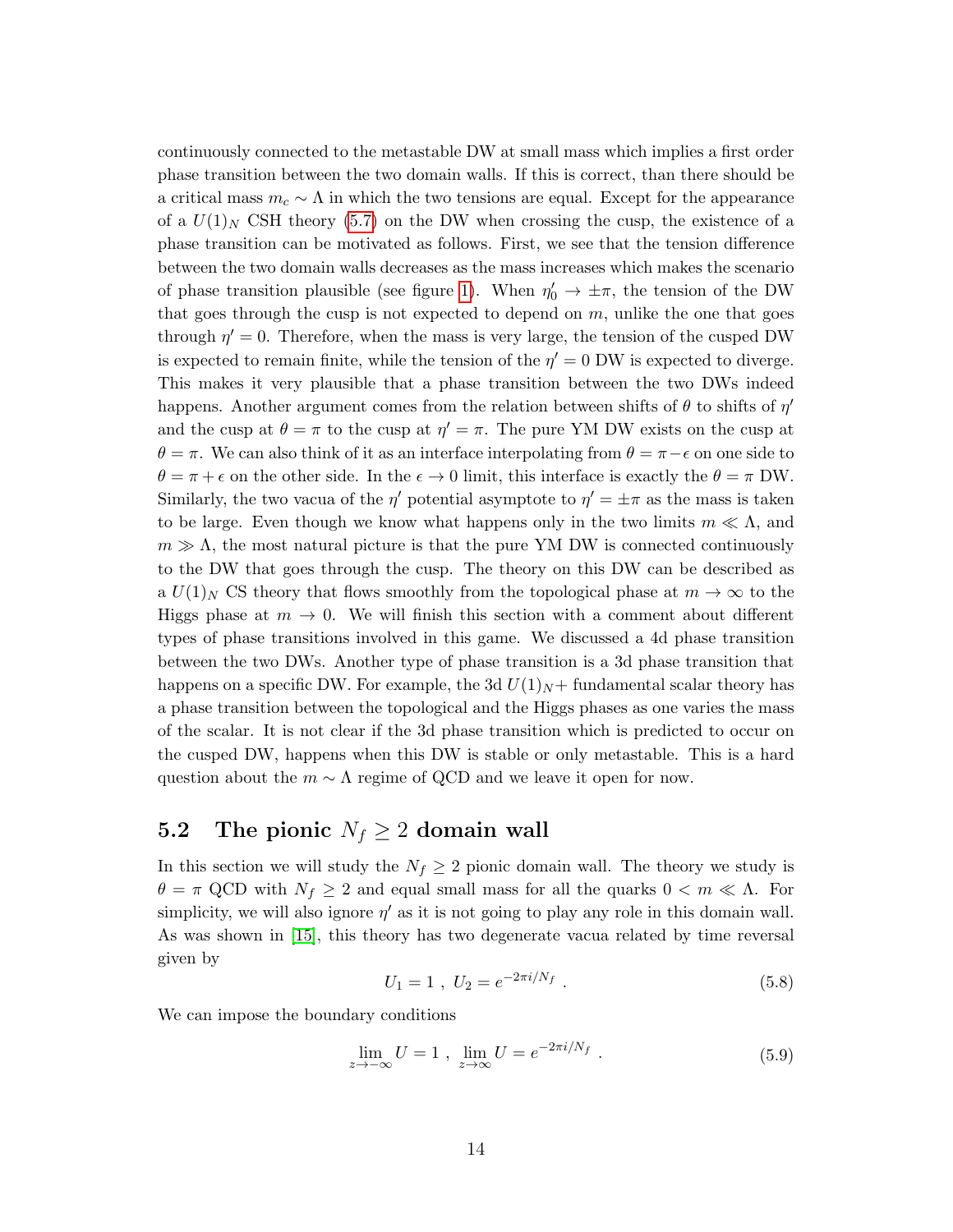continuously connected to the metastable DW at small mass which implies a first order phase transition between the two domain walls. If this is correct, than there should be a critical mass $m_c \sim \Lambda$ in which the two tensions are equal. Except for the appearance of a $U(1)_N$ CSH theory (5.7) on the DW when crossing the cusp, the existence of a phase transition can be motivated as follows. First, we see that the tension difference between the two domain walls decreases as the mass increases which makes the scenario of phase transition plausible (see figure 1). When $\eta'_0 \to \pm\pi$, the tension of the DW that goes through the cusp is not expected to depend on $m$, unlike the one that goes through $\eta' = 0$. Therefore, when the mass is very large, the tension of the cusped DW is expected to remain finite, while the tension of the $\eta' = 0$ DW is expected to diverge. This makes it very plausible that a phase transition between the two DWs indeed happens. Another argument comes from the relation between shifts of $\theta$ to shifts of $\eta'$ and the cusp at $\theta = \pi$ to the cusp at $\eta' = \pi$. The pure YM DW exists on the cusp at $\theta = \pi$. We can also think of it as an interface interpolating from $\theta = \pi - \epsilon$ on one side to $\theta = \pi + \epsilon$ on the other side. In the $\epsilon \to 0$ limit, this interface is exactly the $\theta = \pi$ DW. Similarly, the two vacua of the $\eta'$ potential asymptote to $\eta' = \pm\pi$ as the mass is taken to be large. Even though we know what happens only in the two limits $m \ll \Lambda$, and $m \gg \Lambda$, the most natural picture is that the pure YM DW is connected continuously to the DW that goes through the cusp. The theory on this DW can be described as a $U(1)_N$ CS theory that flows smoothly from the topological phase at $m \to \infty$ to the Higgs phase at $m \to 0$. We will finish this section with a comment about different types of phase transitions involved in this game. We discussed a 4d phase transition between the two DWs. Another type of phase transition is a 3d phase transition that happens on a specific DW. For example, the 3d $U(1)_N +$ fundamental scalar theory has a phase transition between the topological and the Higgs phases as one varies the mass of the scalar. It is not clear if the 3d phase transition which is predicted to occur on the cusped DW, happens when this DW is stable or only metastable. This is a hard question about the $m \sim \Lambda$ regime of QCD and we leave it open for now.

## 5.2 The pionic $N_f \geq 2$ domain wall

In this section we will study the $N_f \geq 2$ pionic domain wall. The theory we study is $\theta = \pi$ QCD with $N_f \geq 2$ and equal small mass for all the quarks $0 < m \ll \Lambda$. For simplicity, we will also ignore $\eta'$ as it is not going to play any role in this domain wall. As was shown in [15], this theory has two degenerate vacua related by time reversal given by

$$U_1 = 1 \ , \ U_2 = e^{-2\pi i/N_f} \ . \tag{5.8}$$

We can impose the boundary conditions

$$\lim_{z\to-\infty} U = 1 \ , \ \lim_{z\to\infty} U = e^{-2\pi i/N_f} \ . \tag{5.9}$$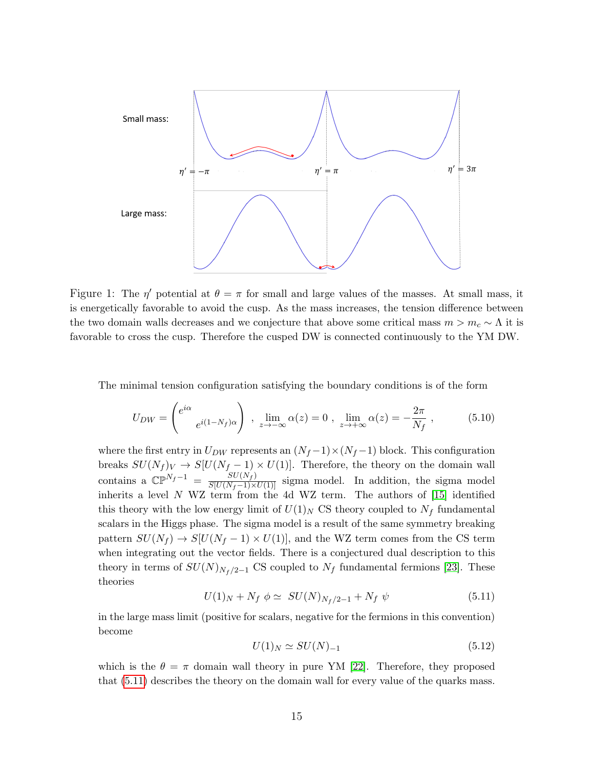Figure 1: The $\eta'$ potential at $\theta = \pi$ for small and large values of the masses. At small mass, it is energetically favorable to avoid the cusp. As the mass increases, the tension difference between the two domain walls decreases and we conjecture that above some critical mass $m > m_c \sim \Lambda$ it is favorable to cross the cusp. Therefore the cusped DW is connected continuously to the YM DW.

The minimal tension configuration satisfying the boundary conditions is of the form

$$U_{DW} = \begin{pmatrix} e^{i\alpha} & \\ & e^{i(1-N_f)\alpha} \end{pmatrix} \ , \ \lim_{z\to-\infty} \alpha(z) = 0 \ , \ \lim_{z\to+\infty} \alpha(z) = -\frac{2\pi}{N_f} \ , \tag{5.10}$$

where the first entry in $U_{DW}$ represents an $(N_f-1)\times(N_f-1)$ block. This configuration breaks $SU(N_f)_V \to S[U(N_f-1)\times U(1)]$. Therefore, the theory on the domain wall contains a $\mathbb{CP}^{N_f-1} = \frac{SU(N_f)}{S[U(N_f-1)\times U(1)]}$ sigma model. In addition, the sigma model inherits a level $N$ WZ term from the 4d WZ term. The authors of [15] identified this theory with the low energy limit of $U(1)_N$ CS theory coupled to $N_f$ fundamental scalars in the Higgs phase. The sigma model is a result of the same symmetry breaking pattern $SU(N_f) \to S[U(N_f-1)\times U(1)]$, and the WZ term comes from the CS term when integrating out the vector fields. There is a conjectured dual description to this theory in terms of $SU(N)_{N_f/2-1}$ CS coupled to $N_f$ fundamental fermions [23]. These theories

$$U(1)_N + N_f \ \phi \simeq \ SU(N)_{N_f/2-1} + N_f \ \psi \tag{5.11}$$

in the large mass limit (positive for scalars, negative for the fermions in this convention) become

$$U(1)_N \simeq SU(N)_{-1} \tag{5.12}$$

which is the $\theta = \pi$ domain wall theory in pure YM [22]. Therefore, they proposed that (5.11) describes the theory on the domain wall for every value of the quarks mass.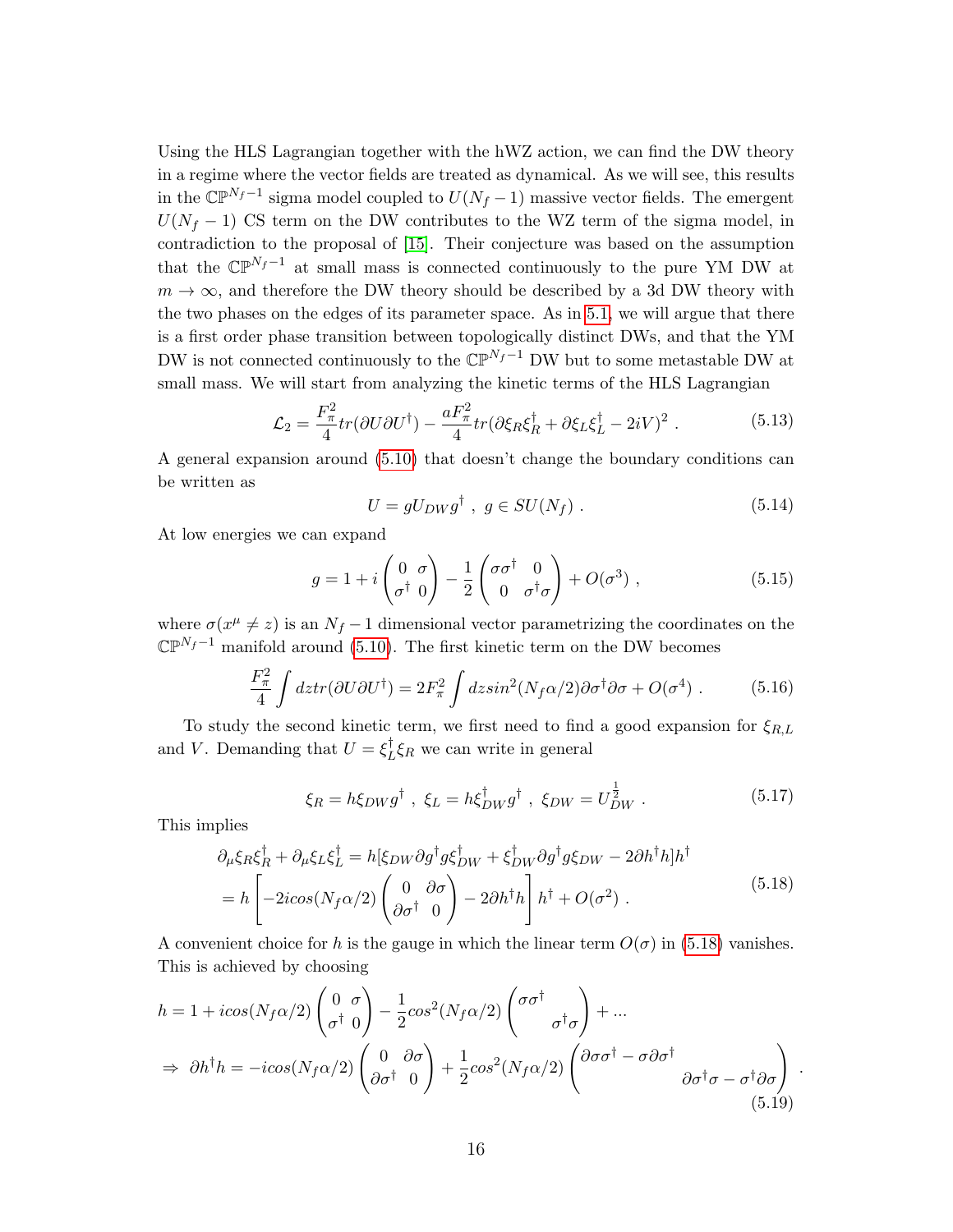Using the HLS Lagrangian together with the hWZ action, we can find the DW theory in a regime where the vector fields are treated as dynamical. As we will see, this results in the $\mathbb{CP}^{N_f-1}$ sigma model coupled to $U(N_f-1)$ massive vector fields. The emergent $U(N_f-1)$ CS term on the DW contributes to the WZ term of the sigma model, in contradiction to the proposal of [15]. Their conjecture was based on the assumption that the $\mathbb{CP}^{N_f-1}$ at small mass is connected continuously to the pure YM DW at $m \to \infty$, and therefore the DW theory should be described by a 3d DW theory with the two phases on the edges of its parameter space. As in 5.1, we will argue that there is a first order phase transition between topologically distinct DWs, and that the YM DW is not connected continuously to the $\mathbb{CP}^{N_f-1}$ DW but to some metastable DW at small mass. We will start from analyzing the kinetic terms of the HLS Lagrangian

$$\mathcal{L}_2 = \frac{F_\pi^2}{4} tr(\partial U \partial U^\dagger) - \frac{aF_\pi^2}{4} tr(\partial \xi_R \xi_R^\dagger + \partial \xi_L \xi_L^\dagger - 2iV)^2 \ . \tag{5.13}$$

A general expansion around (5.10) that doesn't change the boundary conditions can be written as

$$U = g U_{DW} g^\dagger \ , \ g \in SU(N_f) \ . \tag{5.14}$$

At low energies we can expand

$$g = 1 + i \begin{pmatrix} 0 & \sigma \\ \sigma^\dagger & 0 \end{pmatrix} - \frac{1}{2} \begin{pmatrix} \sigma\sigma^\dagger & 0 \\ 0 & \sigma^\dagger\sigma \end{pmatrix} + O(\sigma^3) \ , \tag{5.15}$$

where $\sigma(x^\mu \neq z)$ is an $N_f - 1$ dimensional vector parametrizing the coordinates on the $\mathbb{CP}^{N_f-1}$ manifold around (5.10). The first kinetic term on the DW becomes

$$\frac{F_\pi^2}{4} \int dz tr(\partial U \partial U^\dagger) = 2F_\pi^2 \int dz sin^2(N_f\alpha/2) \partial\sigma^\dagger \partial\sigma + O(\sigma^4) \ . \tag{5.16}$$

To study the second kinetic term, we first need to find a good expansion for $\xi_{R,L}$ and $V$. Demanding that $U = \xi_L^\dagger \xi_R$ we can write in general

$$\xi_R = h \xi_{DW} g^\dagger \ , \ \xi_L = h \xi_{DW}^\dagger g^\dagger \ , \ \xi_{DW} = U_{DW}^{\frac{1}{2}} \ . \tag{5.17}$$

This implies

$$\begin{aligned} \partial_\mu \xi_R \xi_R^\dagger + \partial_\mu \xi_L \xi_L^\dagger &= h[\xi_{DW} \partial g^\dagger g \xi_{DW}^\dagger + \xi_{DW}^\dagger \partial g^\dagger g \xi_{DW} - 2\partial h^\dagger h] h^\dagger \\ &= h \left[ -2icos(N_f\alpha/2) \begin{pmatrix} 0 & \partial\sigma \\ \partial\sigma^\dagger & 0 \end{pmatrix} - 2\partial h^\dagger h \right] h^\dagger + O(\sigma^2) \ . \end{aligned} \tag{5.18}$$

A convenient choice for $h$ is the gauge in which the linear term $O(\sigma)$ in (5.18) vanishes. This is achieved by choosing

$$\begin{aligned} h &= 1 + icos(N_f\alpha/2) \begin{pmatrix} 0 & \sigma \\ \sigma^\dagger & 0 \end{pmatrix} - \frac{1}{2} cos^2(N_f\alpha/2) \begin{pmatrix} \sigma\sigma^\dagger & \\ & \sigma^\dagger\sigma \end{pmatrix} + \ldots \\ \Rightarrow \ \partial h^\dagger h &= -icos(N_f\alpha/2) \begin{pmatrix} 0 & \partial\sigma \\ \partial\sigma^\dagger & 0 \end{pmatrix} + \frac{1}{2} cos^2(N_f\alpha/2) \begin{pmatrix} \partial\sigma\sigma^\dagger - \sigma\partial\sigma^\dagger & \\ & \partial\sigma^\dagger\sigma - \sigma^\dagger\partial\sigma \end{pmatrix} \ . \end{aligned} \tag{5.19}$$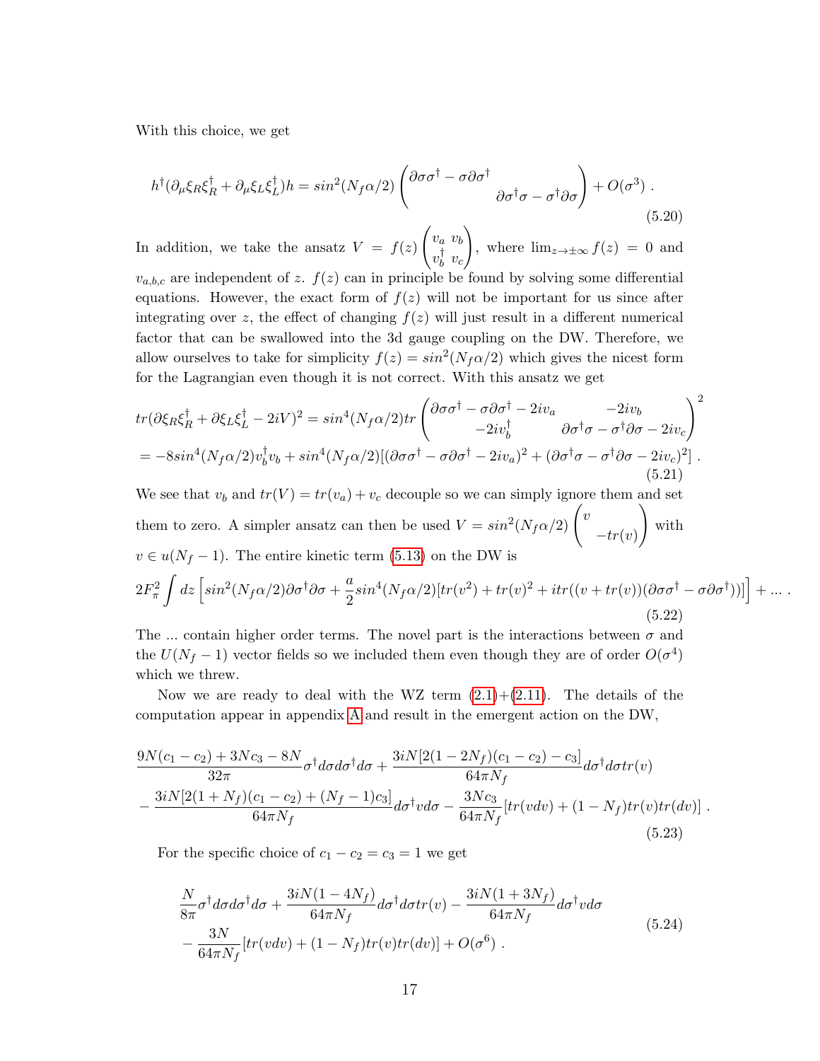With this choice, we get

$$h^\dagger(\partial_\mu \xi_R \xi_R^\dagger + \partial_\mu \xi_L \xi_L^\dagger)h = sin^2(N_f\alpha/2)\begin{pmatrix} \partial\sigma\sigma^\dagger - \sigma\partial\sigma^\dagger & \\ & \partial\sigma^\dagger\sigma - \sigma^\dagger\partial\sigma \end{pmatrix} + O(\sigma^3) \ . \tag{5.20}$$

In addition, we take the ansatz $V = f(z)\begin{pmatrix} v_a & v_b \\ v_b^\dagger & v_c \end{pmatrix}$, where $\lim_{z\to\pm\infty} f(z) = 0$ and $v_{a,b,c}$ are independent of $z$. $f(z)$ can in principle be found by solving some differential equations. However, the exact form of $f(z)$ will not be important for us since after integrating over $z$, the effect of changing $f(z)$ will just result in a different numerical factor that can be swallowed into the 3d gauge coupling on the DW. Therefore, we allow ourselves to take for simplicity $f(z) = sin^2(N_f\alpha/2)$ which gives the nicest form for the Lagrangian even though it is not correct. With this ansatz we get

$$\begin{aligned}
&tr(\partial\xi_R\xi_R^\dagger + \partial\xi_L\xi_L^\dagger - 2iV)^2 = sin^4(N_f\alpha/2)tr\begin{pmatrix} \partial\sigma\sigma^\dagger - \sigma\partial\sigma^\dagger - 2iv_a & -2iv_b \\ -2iv_b^\dagger & \partial\sigma^\dagger\sigma - \sigma^\dagger\partial\sigma - 2iv_c \end{pmatrix}^2 \\
&= -8sin^4(N_f\alpha/2)v_b^\dagger v_b + sin^4(N_f\alpha/2)[(\partial\sigma\sigma^\dagger - \sigma\partial\sigma^\dagger - 2iv_a)^2 + (\partial\sigma^\dagger\sigma - \sigma^\dagger\partial\sigma - 2iv_c)^2] \ .
\end{aligned} \tag{5.21}$$

We see that $v_b$ and $tr(V) = tr(v_a) + v_c$ decouple so we can simply ignore them and set them to zero. A simpler ansatz can then be used $V = sin^2(N_f\alpha/2)\begin{pmatrix} v & \\ & -tr(v) \end{pmatrix}$ with $v \in u(N_f - 1)$. The entire kinetic term (5.13) on the DW is

$$2F_\pi^2 \int dz \left[ sin^2(N_f\alpha/2)\partial\sigma^\dagger\partial\sigma + \frac{a}{2}sin^4(N_f\alpha/2)[tr(v^2) + tr(v)^2 + itr((v + tr(v))(\partial\sigma\sigma^\dagger - \sigma\partial\sigma^\dagger))] \right] + \ldots \ . \tag{5.22}$$

The ... contain higher order terms. The novel part is the interactions between $\sigma$ and the $U(N_f - 1)$ vector fields so we included them even though they are of order $O(\sigma^4)$ which we threw.

Now we are ready to deal with the WZ term (2.1)+(2.11). The details of the computation appear in appendix A and result in the emergent action on the DW,

$$\begin{aligned}
&\frac{9N(c_1 - c_2) + 3Nc_3 - 8N}{32\pi}\sigma^\dagger d\sigma d\sigma^\dagger d\sigma + \frac{3iN[2(1 - 2N_f)(c_1 - c_2) - c_3]}{64\pi N_f}d\sigma^\dagger d\sigma tr(v) \\
&- \frac{3iN[2(1 + N_f)(c_1 - c_2) + (N_f - 1)c_3]}{64\pi N_f}d\sigma^\dagger v d\sigma - \frac{3Nc_3}{64\pi N_f}[tr(vdv) + (1 - N_f)tr(v)tr(dv)] \ .
\end{aligned} \tag{5.23}$$

For the specific choice of $c_1 - c_2 = c_3 = 1$ we get

$$\begin{aligned}
&\frac{N}{8\pi}\sigma^\dagger d\sigma d\sigma^\dagger d\sigma + \frac{3iN(1 - 4N_f)}{64\pi N_f}d\sigma^\dagger d\sigma tr(v) - \frac{3iN(1 + 3N_f)}{64\pi N_f}d\sigma^\dagger v d\sigma \\
&- \frac{3N}{64\pi N_f}[tr(vdv) + (1 - N_f)tr(v)tr(dv)] + O(\sigma^6) \ .
\end{aligned} \tag{5.24}$$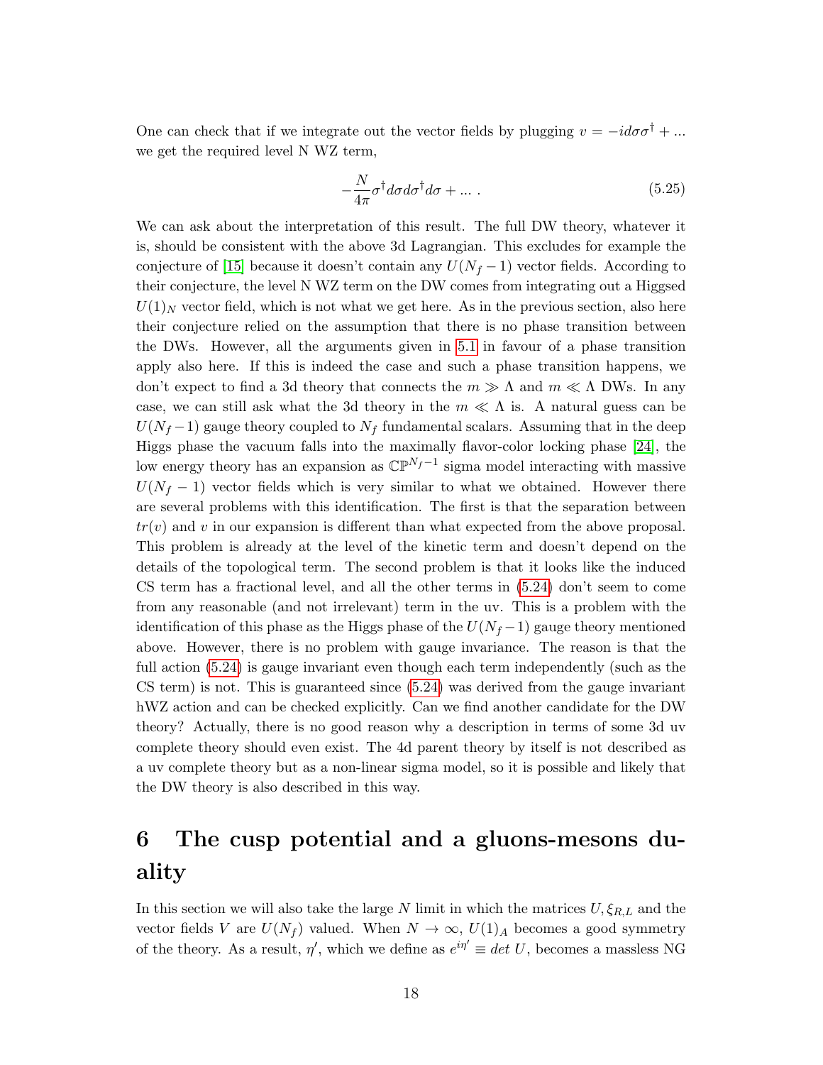One can check that if we integrate out the vector fields by plugging $v = -id\sigma\sigma^\dagger + ...$ we get the required level N WZ term,

$$-\frac{N}{4\pi}\sigma^\dagger d\sigma d\sigma^\dagger d\sigma + ... \; . \tag{5.25}$$

We can ask about the interpretation of this result. The full DW theory, whatever it is, should be consistent with the above 3d Lagrangian. This excludes for example the conjecture of [15] because it doesn't contain any $U(N_f-1)$ vector fields. According to their conjecture, the level N WZ term on the DW comes from integrating out a Higgsed $U(1)_N$ vector field, which is not what we get here. As in the previous section, also here their conjecture relied on the assumption that there is no phase transition between the DWs. However, all the arguments given in 5.1 in favour of a phase transition apply also here. If this is indeed the case and such a phase transition happens, we don't expect to find a 3d theory that connects the $m \gg \Lambda$ and $m \ll \Lambda$ DWs. In any case, we can still ask what the 3d theory in the $m \ll \Lambda$ is. A natural guess can be $U(N_f-1)$ gauge theory coupled to $N_f$ fundamental scalars. Assuming that in the deep Higgs phase the vacuum falls into the maximally flavor-color locking phase [24], the low energy theory has an expansion as $\mathbb{CP}^{N_f-1}$ sigma model interacting with massive $U(N_f-1)$ vector fields which is very similar to what we obtained. However there are several problems with this identification. The first is that the separation between $tr(v)$ and $v$ in our expansion is different than what expected from the above proposal. This problem is already at the level of the kinetic term and doesn't depend on the details of the topological term. The second problem is that it looks like the induced CS term has a fractional level, and all the other terms in (5.24) don't seem to come from any reasonable (and not irrelevant) term in the uv. This is a problem with the identification of this phase as the Higgs phase of the $U(N_f-1)$ gauge theory mentioned above. However, there is no problem with gauge invariance. The reason is that the full action (5.24) is gauge invariant even though each term independently (such as the CS term) is not. This is guaranteed since (5.24) was derived from the gauge invariant hWZ action and can be checked explicitly. Can we find another candidate for the DW theory? Actually, there is no good reason why a description in terms of some 3d uv complete theory should even exist. The 4d parent theory by itself is not described as a uv complete theory but as a non-linear sigma model, so it is possible and likely that the DW theory is also described in this way.

# 6 The cusp potential and a gluons-mesons duality

In this section we will also take the large N limit in which the matrices $U, \xi_{R,L}$ and the vector fields $V$ are $U(N_f)$ valued. When $N \to \infty$, $U(1)_A$ becomes a good symmetry of the theory. As a result, $\eta'$, which we define as $e^{i\eta'} \equiv det\, U$, becomes a massless NG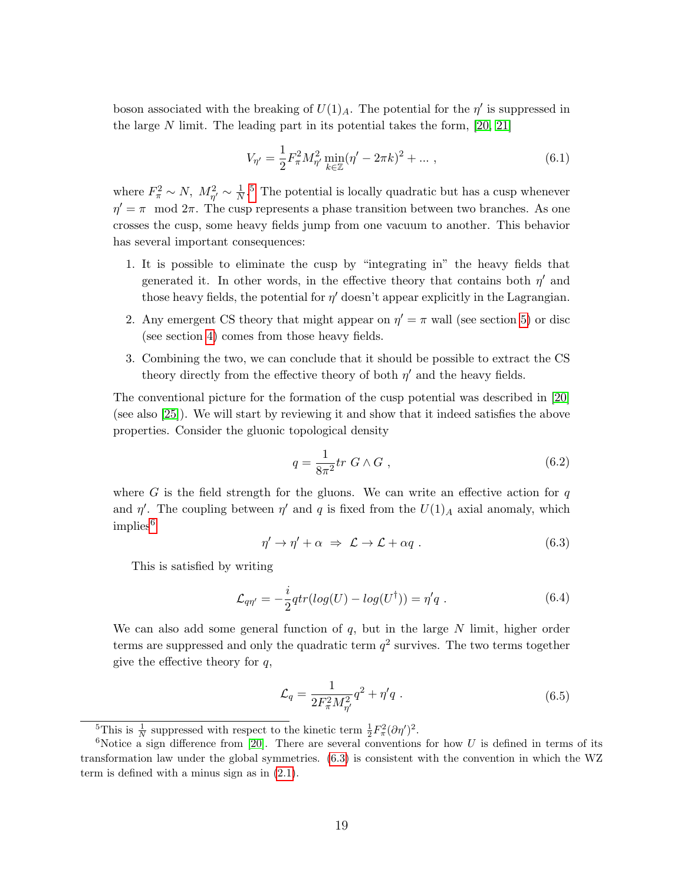boson associated with the breaking of $U(1)_A$. The potential for the $\eta'$ is suppressed in the large $N$ limit. The leading part in its potential takes the form, [20, 21]

$$V_{\eta'} = \frac{1}{2} F_\pi^2 M_{\eta'}^2 \min_{k \in \mathbb{Z}} (\eta' - 2\pi k)^2 + \ldots , \tag{6.1}$$

where $F_\pi^2 \sim N$, $M_{\eta'}^2 \sim \frac{1}{N}$.[5] The potential is locally quadratic but has a cusp whenever $\eta' = \pi \mod 2\pi$. The cusp represents a phase transition between two branches. As one crosses the cusp, some heavy fields jump from one vacuum to another. This behavior has several important consequences:

1. It is possible to eliminate the cusp by "integrating in" the heavy fields that generated it. In other words, in the effective theory that contains both $\eta'$ and those heavy fields, the potential for $\eta'$ doesn't appear explicitly in the Lagrangian.
2. Any emergent CS theory that might appear on $\eta' = \pi$ wall (see section 5) or disc (see section 4) comes from those heavy fields.
3. Combining the two, we can conclude that it should be possible to extract the CS theory directly from the effective theory of both $\eta'$ and the heavy fields.

The conventional picture for the formation of the cusp potential was described in [20] (see also [25]). We will start by reviewing it and show that it indeed satisfies the above properties. Consider the gluonic topological density

$$q = \frac{1}{8\pi^2} tr \; G \wedge G , \tag{6.2}$$

where $G$ is the field strength for the gluons. We can write an effective action for $q$ and $\eta'$. The coupling between $\eta'$ and $q$ is fixed from the $U(1)_A$ axial anomaly, which implies[6]

$$\eta' \to \eta' + \alpha \;\Rightarrow\; \mathcal{L} \to \mathcal{L} + \alpha q . \tag{6.3}$$

This is satisfied by writing

$$\mathcal{L}_{q\eta'} = -\frac{i}{2} q tr(log(U) - log(U^\dagger)) = \eta' q . \tag{6.4}$$

We can also add some general function of $q$, but in the large $N$ limit, higher order terms are suppressed and only the quadratic term $q^2$ survives. The two terms together give the effective theory for $q$,

$$\mathcal{L}_q = \frac{1}{2F_\pi^2 M_{\eta'}^2} q^2 + \eta' q . \tag{6.5}$$

[5] This is $\frac{1}{N}$ suppressed with respect to the kinetic term $\frac{1}{2} F_\pi^2 (\partial \eta')^2$.

[6] Notice a sign difference from [20]. There are several conventions for how $U$ is defined in terms of its transformation law under the global symmetries. (6.3) is consistent with the convention in which the WZ term is defined with a minus sign as in (2.1).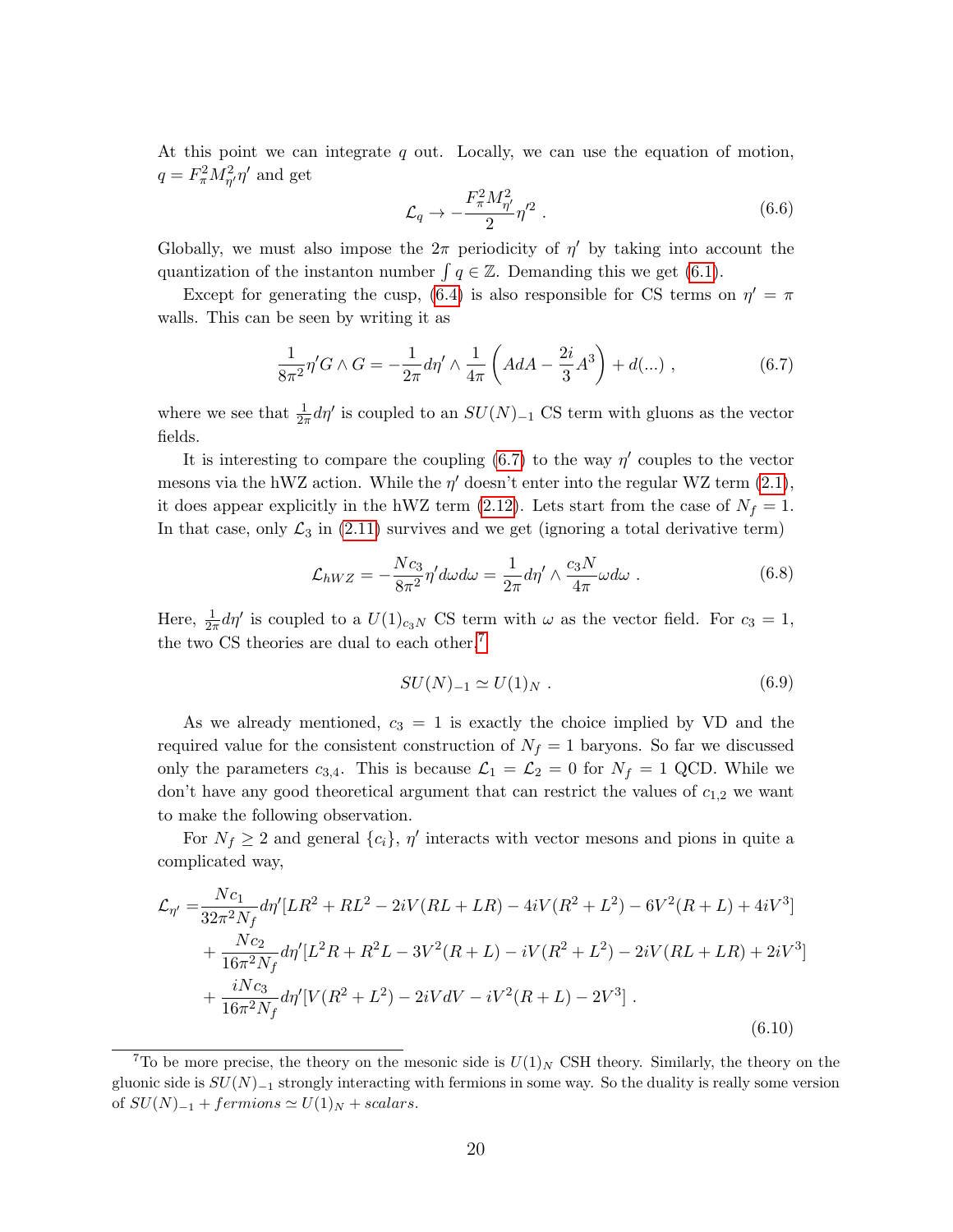At this point we can integrate $q$ out. Locally, we can use the equation of motion, $q = F_\pi^2 M_{\eta'}^2 \eta'$ and get

$$\mathcal{L}_q \to -\frac{F_\pi^2 M_{\eta'}^2}{2} \eta'^2 \ . \tag{6.6}$$

Globally, we must also impose the $2\pi$ periodicity of $\eta'$ by taking into account the quantization of the instanton number $\int q \in \mathbb{Z}$. Demanding this we get (6.1).

Except for generating the cusp, (6.4) is also responsible for CS terms on $\eta' = \pi$ walls. This can be seen by writing it as

$$\frac{1}{8\pi^2} \eta' G \wedge G = -\frac{1}{2\pi} d\eta' \wedge \frac{1}{4\pi} \left( AdA - \frac{2i}{3} A^3 \right) + d(...) \ , \tag{6.7}$$

where we see that $\frac{1}{2\pi} d\eta'$ is coupled to an $SU(N)_{-1}$ CS term with gluons as the vector fields.

It is interesting to compare the coupling (6.7) to the way $\eta'$ couples to the vector mesons via the hWZ action. While the $\eta'$ doesn't enter into the regular WZ term (2.1), it does appear explicitly in the hWZ term (2.12). Lets start from the case of $N_f = 1$. In that case, only $\mathcal{L}_3$ in (2.11) survives and we get (ignoring a total derivative term)

$$\mathcal{L}_{hWZ} = -\frac{N c_3}{8\pi^2} \eta' d\omega d\omega = \frac{1}{2\pi} d\eta' \wedge \frac{c_3 N}{4\pi} \omega d\omega \ . \tag{6.8}$$

Here, $\frac{1}{2\pi} d\eta'$ is coupled to a $U(1)_{c_3 N}$ CS term with $\omega$ as the vector field. For $c_3 = 1$, the two CS theories are dual to each other[7]

$$SU(N)_{-1} \simeq U(1)_N \ . \tag{6.9}$$

As we already mentioned, $c_3 = 1$ is exactly the choice implied by VD and the required value for the consistent construction of $N_f = 1$ baryons. So far we discussed only the parameters $c_{3,4}$. This is because $\mathcal{L}_1 = \mathcal{L}_2 = 0$ for $N_f = 1$ QCD. While we don't have any good theoretical argument that can restrict the values of $c_{1,2}$ we want to make the following observation.

For $N_f \geq 2$ and general $\{c_i\}$, $\eta'$ interacts with vector mesons and pions in quite a complicated way,

$$\begin{aligned}
\mathcal{L}_{\eta'} =& \frac{N c_1}{32\pi^2 N_f} d\eta' [LR^2 + RL^2 - 2iV(RL + LR) - 4iV(R^2 + L^2) - 6V^2(R + L) + 4iV^3] \\
&+ \frac{N c_2}{16\pi^2 N_f} d\eta' [L^2 R + R^2 L - 3V^2(R + L) - iV(R^2 + L^2) - 2iV(RL + LR) + 2iV^3] \\
&+ \frac{i N c_3}{16\pi^2 N_f} d\eta' [V(R^2 + L^2) - 2iVdV - iV^2(R + L) - 2V^3] \ .
\end{aligned} \tag{6.10}$$

---

[7] To be more precise, the theory on the mesonic side is $U(1)_N$ CSH theory. Similarly, the theory on the gluonic side is $SU(N)_{-1}$ strongly interacting with fermions in some way. So the duality is really some version of $SU(N)_{-1} + fermions \simeq U(1)_N + scalars$.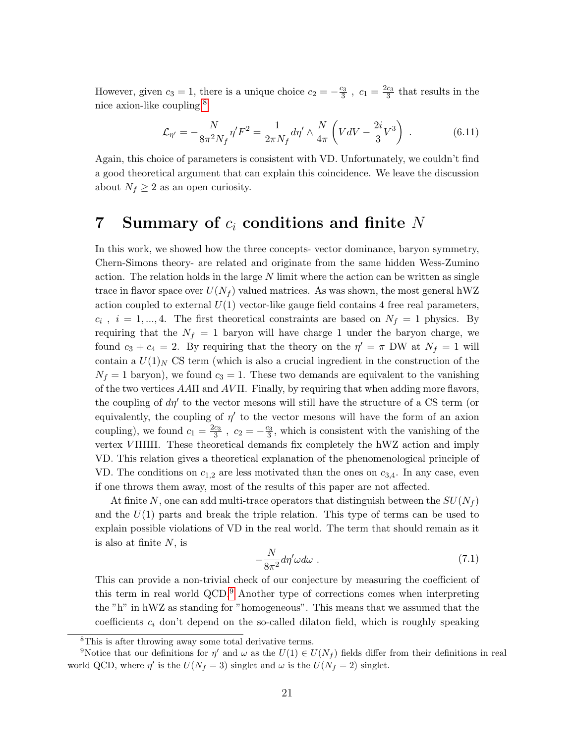However, given $c_3 = 1$, there is a unique choice $c_2 = -\frac{c_3}{3}$ , $c_1 = \frac{2c_3}{3}$ that results in the nice axion-like coupling,[8]

$$\mathcal{L}_{\eta'} = -\frac{N}{8\pi^2 N_f}\eta' F^2 = \frac{1}{2\pi N_f} d\eta' \wedge \frac{N}{4\pi}\left(VdV - \frac{2i}{3}V^3\right) . \tag{6.11}$$

Again, this choice of parameters is consistent with VD. Unfortunately, we couldn't find a good theoretical argument that can explain this coincidence. We leave the discussion about $N_f \geq 2$ as an open curiosity.

# 7 Summary of $c_i$ conditions and finite $N$

In this work, we showed how the three concepts- vector dominance, baryon symmetry, Chern-Simons theory- are related and originate from the same hidden Wess-Zumino action. The relation holds in the large $N$ limit where the action can be written as single trace in flavor space over $U(N_f)$ valued matrices. As was shown, the most general hWZ action coupled to external $U(1)$ vector-like gauge field contains 4 free real parameters, $c_i$ , $i = 1, ..., 4$. The first theoretical constraints are based on $N_f = 1$ physics. By requiring that the $N_f = 1$ baryon will have charge 1 under the baryon charge, we found $c_3 + c_4 = 2$. By requiring that the theory on the $\eta' = \pi$ DW at $N_f = 1$ will contain a $U(1)_N$ CS term (which is also a crucial ingredient in the construction of the $N_f = 1$ baryon), we found $c_3 = 1$. These two demands are equivalent to the vanishing of the two vertices $AA\Pi$ and $AV\Pi$. Finally, by requiring that when adding more flavors, the coupling of $d\eta'$ to the vector mesons will still have the structure of a CS term (or equivalently, the coupling of $\eta'$ to the vector mesons will have the form of an axion coupling), we found $c_1 = \frac{2c_3}{3}$ , $c_2 = -\frac{c_3}{3}$, which is consistent with the vanishing of the vertex $V\Pi\Pi\Pi$. These theoretical demands fix completely the hWZ action and imply VD. This relation gives a theoretical explanation of the phenomenological principle of VD. The conditions on $c_{1,2}$ are less motivated than the ones on $c_{3,4}$. In any case, even if one throws them away, most of the results of this paper are not affected.

At finite $N$, one can add multi-trace operators that distinguish between the $SU(N_f)$ and the $U(1)$ parts and break the triple relation. This type of terms can be used to explain possible violations of VD in the real world. The term that should remain as it is also at finite $N$, is

$$-\frac{N}{8\pi^2} d\eta' \omega d\omega \ . \tag{7.1}$$

This can provide a non-trivial check of our conjecture by measuring the coefficient of this term in real world QCD.[9] Another type of corrections comes when interpreting the "h" in hWZ as standing for "homogeneous". This means that we assumed that the coefficients $c_i$ don't depend on the so-called dilaton field, which is roughly speaking

[8] This is after throwing away some total derivative terms.

[9] Notice that our definitions for $\eta'$ and $\omega$ as the $U(1) \in U(N_f)$ fields differ from their definitions in real world QCD, where $\eta'$ is the $U(N_f = 3)$ singlet and $\omega$ is the $U(N_f = 2)$ singlet.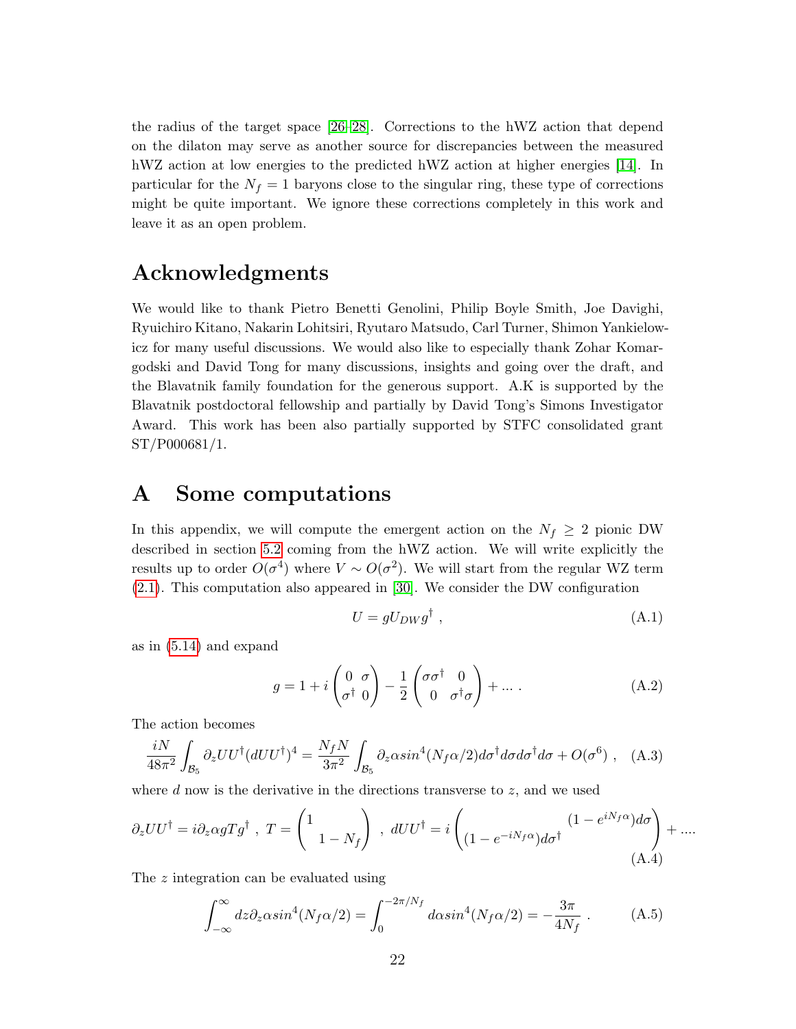the radius of the target space [26–28]. Corrections to the hWZ action that depend on the dilaton may serve as another source for discrepancies between the measured hWZ action at low energies to the predicted hWZ action at higher energies [14]. In particular for the $N_f = 1$ baryons close to the singular ring, these type of corrections might be quite important. We ignore these corrections completely in this work and leave it as an open problem.

## Acknowledgments

We would like to thank Pietro Benetti Genolini, Philip Boyle Smith, Joe Davighi, Ryuichiro Kitano, Nakarin Lohitsiri, Ryutaro Matsudo, Carl Turner, Shimon Yankielowicz for many useful discussions. We would also like to especially thank Zohar Komargodski and David Tong for many discussions, insights and going over the draft, and the Blavatnik family foundation for the generous support. A.K is supported by the Blavatnik postdoctoral fellowship and partially by David Tong's Simons Investigator Award. This work has been also partially supported by STFC consolidated grant ST/P000681/1.

# A Some computations

In this appendix, we will compute the emergent action on the $N_f \geq 2$ pionic DW described in section 5.2 coming from the hWZ action. We will write explicitly the results up to order $O(\sigma^4)$ where $V \sim O(\sigma^2)$. We will start from the regular WZ term (2.1). This computation also appeared in [30]. We consider the DW configuration

$$U = gU_{DW}g^\dagger \ , \tag{A.1}$$

as in (5.14) and expand

$$g = 1 + i\begin{pmatrix} 0 & \sigma \\ \sigma^\dagger & 0 \end{pmatrix} - \frac{1}{2}\begin{pmatrix} \sigma\sigma^\dagger & 0 \\ 0 & \sigma^\dagger\sigma \end{pmatrix} + \ldots \ . \tag{A.2}$$

The action becomes

$$\frac{iN}{48\pi^2}\int_{\mathcal{B}_5} \partial_z UU^\dagger (dUU^\dagger)^4 = \frac{N_f N}{3\pi^2}\int_{\mathcal{B}_5} \partial_z \alpha sin^4(N_f\alpha/2) d\sigma^\dagger d\sigma d\sigma^\dagger d\sigma + O(\sigma^6) \ , \tag{A.3}$$

where $d$ now is the derivative in the directions transverse to $z$, and we used

$$\partial_z UU^\dagger = i\partial_z \alpha g T g^\dagger \ , \ T = \begin{pmatrix} 1 & \\ & 1 - N_f \end{pmatrix} \ , \ dUU^\dagger = i\begin{pmatrix} & (1 - e^{iN_f\alpha})d\sigma \\ (1 - e^{-iN_f\alpha})d\sigma^\dagger & \end{pmatrix} + \ldots . \tag{A.4}$$

The $z$ integration can be evaluated using

$$\int_{-\infty}^{\infty} dz \partial_z \alpha sin^4(N_f\alpha/2) = \int_0^{-2\pi/N_f} d\alpha sin^4(N_f\alpha/2) = -\frac{3\pi}{4N_f} \ . \tag{A.5}$$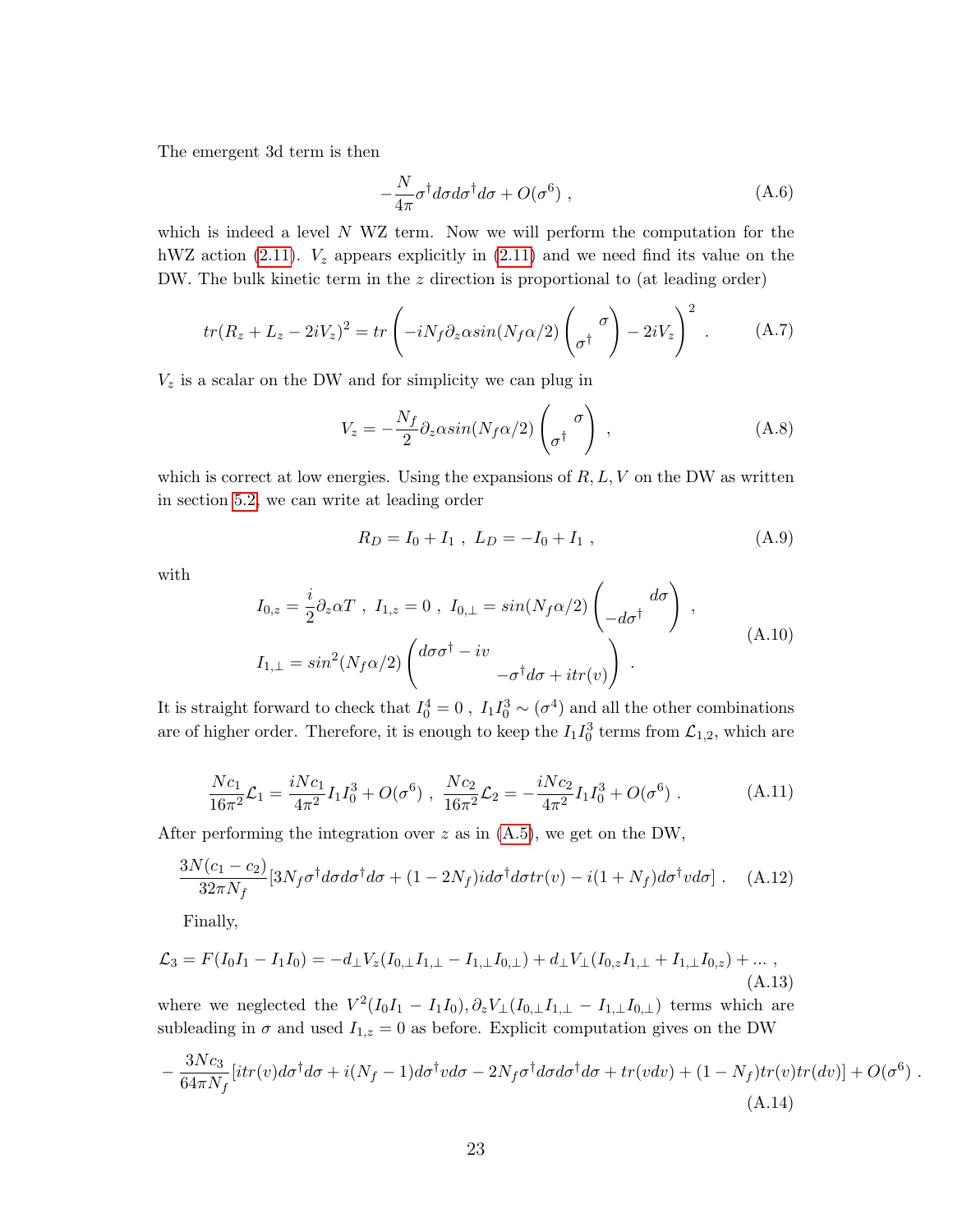The emergent 3d term is then

$$-\frac{N}{4\pi}\sigma^\dagger d\sigma d\sigma^\dagger d\sigma + O(\sigma^6) \ , \tag{A.6}$$

which is indeed a level $N$ WZ term. Now we will perform the computation for the hWZ action (2.11). $V_z$ appears explicitly in (2.11) and we need find its value on the DW. The bulk kinetic term in the $z$ direction is proportional to (at leading order)

$$tr(R_z + L_z - 2iV_z)^2 = tr\left(-iN_f\partial_z\alpha sin(N_f\alpha/2)\begin{pmatrix} & \sigma \\ \sigma^\dagger & \end{pmatrix} - 2iV_z\right)^2 \ . \tag{A.7}$$

$V_z$ is a scalar on the DW and for simplicity we can plug in

$$V_z = -\frac{N_f}{2}\partial_z\alpha sin(N_f\alpha/2)\begin{pmatrix} & \sigma \\ \sigma^\dagger & \end{pmatrix} \ , \tag{A.8}$$

which is correct at low energies. Using the expansions of $R, L, V$ on the DW as written in section 5.2, we can write at leading order

$$R_D = I_0 + I_1 \ , \ L_D = -I_0 + I_1 \ , \tag{A.9}$$

with

$$\begin{aligned} &I_{0,z} = \frac{i}{2}\partial_z\alpha T \ , \ I_{1,z} = 0 \ , \ I_{0,\perp} = sin(N_f\alpha/2)\begin{pmatrix} & d\sigma \\ -d\sigma^\dagger & \end{pmatrix} \ , \\ &I_{1,\perp} = sin^2(N_f\alpha/2)\begin{pmatrix} d\sigma\sigma^\dagger - iv & \\ & -\sigma^\dagger d\sigma + itr(v) \end{pmatrix} \ . \end{aligned} \tag{A.10}$$

It is straight forward to check that $I_0^4 = 0$ , $I_1 I_0^3 \sim (\sigma^4)$ and all the other combinations are of higher order. Therefore, it is enough to keep the $I_1 I_0^3$ terms from $\mathcal{L}_{1,2}$, which are

$$\frac{Nc_1}{16\pi^2}\mathcal{L}_1 = \frac{iNc_1}{4\pi^2}I_1 I_0^3 + O(\sigma^6) \ , \ \frac{Nc_2}{16\pi^2}\mathcal{L}_2 = -\frac{iNc_2}{4\pi^2}I_1 I_0^3 + O(\sigma^6) \ . \tag{A.11}$$

After performing the integration over $z$ as in (A.5), we get on the DW,

$$\frac{3N(c_1 - c_2)}{32\pi N_f}[3N_f\sigma^\dagger d\sigma d\sigma^\dagger d\sigma + (1 - 2N_f)id\sigma^\dagger d\sigma tr(v) - i(1 + N_f)d\sigma^\dagger v d\sigma] \ . \tag{A.12}$$

Finally,

$$\mathcal{L}_3 = F(I_0 I_1 - I_1 I_0) = -d_\perp V_z(I_{0,\perp}I_{1,\perp} - I_{1,\perp}I_{0,\perp}) + d_\perp V_\perp(I_{0,z}I_{1,\perp} + I_{1,\perp}I_{0,z}) + \ldots \ , \tag{A.13}$$

where we neglected the $V^2(I_0 I_1 - I_1 I_0), \partial_z V_\perp(I_{0,\perp}I_{1,\perp} - I_{1,\perp}I_{0,\perp})$ terms which are subleading in $\sigma$ and used $I_{1,z} = 0$ as before. Explicit computation gives on the DW

$$-\frac{3Nc_3}{64\pi N_f}[itr(v)d\sigma^\dagger d\sigma + i(N_f - 1)d\sigma^\dagger v d\sigma - 2N_f\sigma^\dagger d\sigma d\sigma^\dagger d\sigma + tr(vdv) + (1 - N_f)tr(v)tr(dv)] + O(\sigma^6) \ . \tag{A.14}$$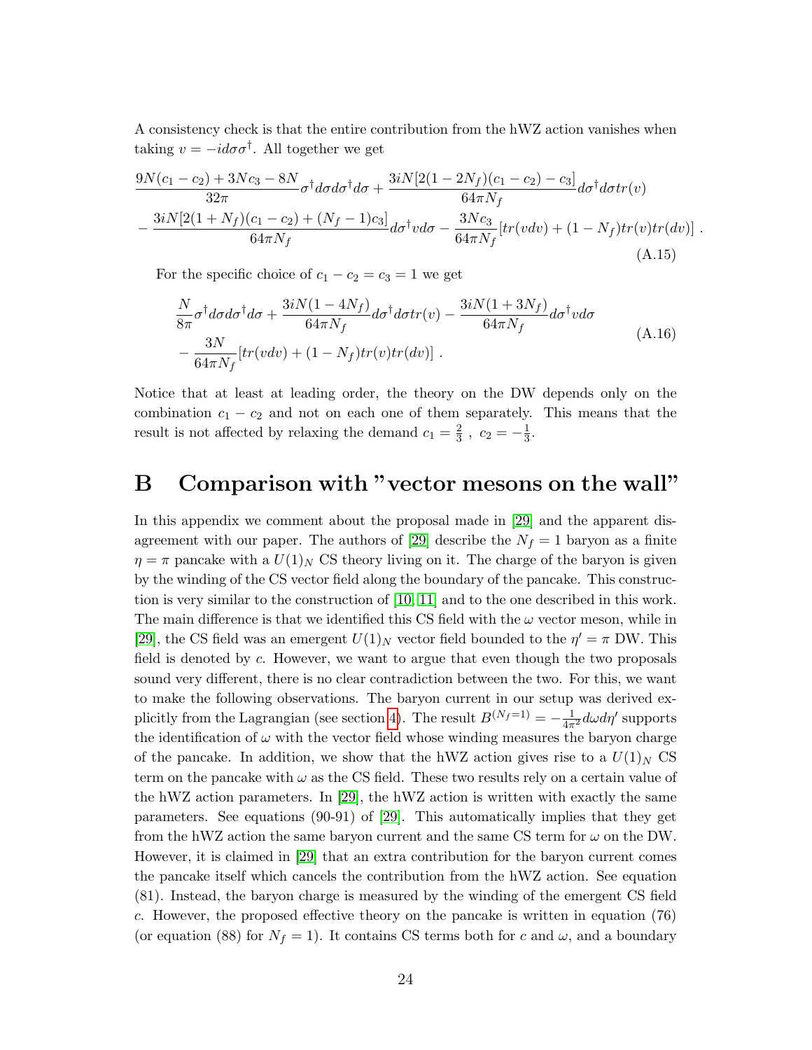A consistency check is that the entire contribution from the hWZ action vanishes when taking $v = -id\sigma\sigma^\dagger$. All together we get

$$
\begin{aligned}
&\frac{9N(c_1 - c_2) + 3Nc_3 - 8N}{32\pi} \sigma^\dagger d\sigma d\sigma^\dagger d\sigma + \frac{3iN[2(1-2N_f)(c_1-c_2) - c_3]}{64\pi N_f} d\sigma^\dagger d\sigma tr(v) \\
&- \frac{3iN[2(1+N_f)(c_1-c_2) + (N_f - 1)c_3]}{64\pi N_f} d\sigma^\dagger v d\sigma - \frac{3Nc_3}{64\pi N_f}[tr(vdv) + (1-N_f)tr(v)tr(dv)] \; .
\end{aligned}
\tag{A.15}
$$

For the specific choice of $c_1 - c_2 = c_3 = 1$ we get

$$
\begin{aligned}
&\frac{N}{8\pi} \sigma^\dagger d\sigma d\sigma^\dagger d\sigma + \frac{3iN(1-4N_f)}{64\pi N_f} d\sigma^\dagger d\sigma tr(v) - \frac{3iN(1+3N_f)}{64\pi N_f} d\sigma^\dagger v d\sigma \\
&- \frac{3N}{64\pi N_f}[tr(vdv) + (1-N_f)tr(v)tr(dv)] \; .
\end{aligned}
\tag{A.16}
$$

Notice that at least at leading order, the theory on the DW depends only on the combination $c_1 - c_2$ and not on each one of them separately. This means that the result is not affected by relaxing the demand $c_1 = \frac{2}{3}$ , $c_2 = -\frac{1}{3}$.

# B Comparison with "vector mesons on the wall"

In this appendix we comment about the proposal made in [29] and the apparent disagreement with our paper. The authors of [29] describe the $N_f = 1$ baryon as a finite $\eta = \pi$ pancake with a $U(1)_N$ CS theory living on it. The charge of the baryon is given by the winding of the CS vector field along the boundary of the pancake. This construction is very similar to the construction of [10, 11] and to the one described in this work. The main difference is that we identified this CS field with the $\omega$ vector meson, while in [29], the CS field was an emergent $U(1)_N$ vector field bounded to the $\eta' = \pi$ DW. This field is denoted by $c$. However, we want to argue that even though the two proposals sound very different, there is no clear contradiction between the two. For this, we want to make the following observations. The baryon current in our setup was derived explicitly from the Lagrangian (see section 4). The result $B^{(N_f=1)} = -\frac{1}{4\pi^2} d\omega d\eta'$ supports the identification of $\omega$ with the vector field whose winding measures the baryon charge of the pancake. In addition, we show that the hWZ action gives rise to a $U(1)_N$ CS term on the pancake with $\omega$ as the CS field. These two results rely on a certain value of the hWZ action parameters. In [29], the hWZ action is written with exactly the same parameters. See equations (90-91) of [29]. This automatically implies that they get from the hWZ action the same baryon current and the same CS term for $\omega$ on the DW. However, it is claimed in [29] that an extra contribution for the baryon current comes the pancake itself which cancels the contribution from the hWZ action. See equation (81). Instead, the baryon charge is measured by the winding of the emergent CS field $c$. However, the proposed effective theory on the pancake is written in equation (76) (or equation (88) for $N_f = 1$). It contains CS terms both for $c$ and $\omega$, and a boundary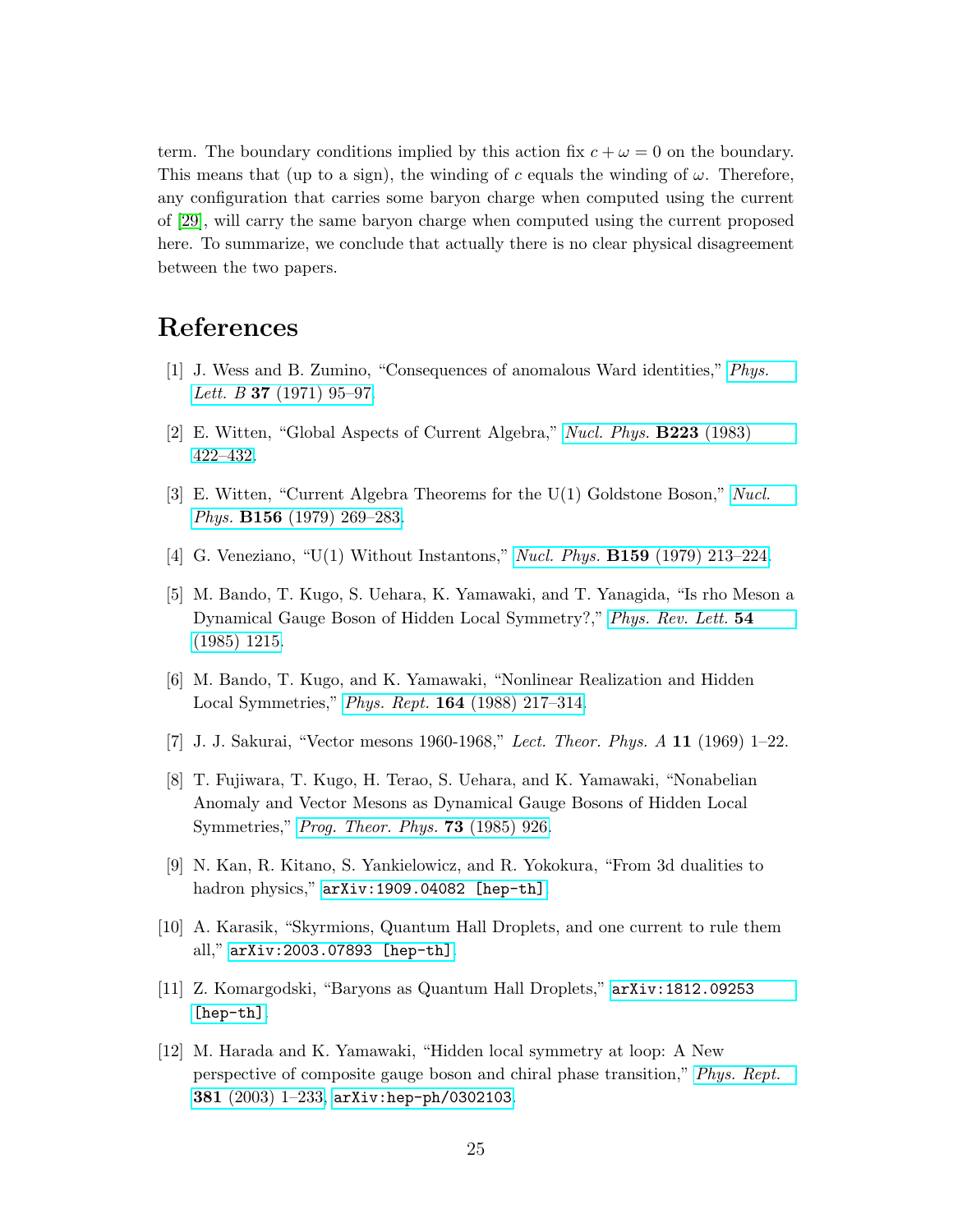term. The boundary conditions implied by this action fix $c + \omega = 0$ on the boundary. This means that (up to a sign), the winding of $c$ equals the winding of $\omega$. Therefore, any configuration that carries some baryon charge when computed using the current of [29], will carry the same baryon charge when computed using the current proposed here. To summarize, we conclude that actually there is no clear physical disagreement between the two papers.

# References

[1] J. Wess and B. Zumino, "Consequences of anomalous Ward identities," *Phys. Lett. B* **37** (1971) 95–97.

[2] E. Witten, "Global Aspects of Current Algebra," *Nucl. Phys.* **B223** (1983) 422–432.

[3] E. Witten, "Current Algebra Theorems for the U(1) Goldstone Boson," *Nucl. Phys.* **B156** (1979) 269–283.

[4] G. Veneziano, "U(1) Without Instantons," *Nucl. Phys.* **B159** (1979) 213–224.

[5] M. Bando, T. Kugo, S. Uehara, K. Yamawaki, and T. Yanagida, "Is rho Meson a Dynamical Gauge Boson of Hidden Local Symmetry?," *Phys. Rev. Lett.* **54** (1985) 1215.

[6] M. Bando, T. Kugo, and K. Yamawaki, "Nonlinear Realization and Hidden Local Symmetries," *Phys. Rept.* **164** (1988) 217–314.

[7] J. J. Sakurai, "Vector mesons 1960-1968," *Lect. Theor. Phys. A* **11** (1969) 1–22.

[8] T. Fujiwara, T. Kugo, H. Terao, S. Uehara, and K. Yamawaki, "Nonabelian Anomaly and Vector Mesons as Dynamical Gauge Bosons of Hidden Local Symmetries," *Prog. Theor. Phys.* **73** (1985) 926.

[9] N. Kan, R. Kitano, S. Yankielowicz, and R. Yokokura, "From 3d dualities to hadron physics," `arXiv:1909.04082 [hep-th]`.

[10] A. Karasik, "Skyrmions, Quantum Hall Droplets, and one current to rule them all," `arXiv:2003.07893 [hep-th]`.

[11] Z. Komargodski, "Baryons as Quantum Hall Droplets," `arXiv:1812.09253 [hep-th]`.

[12] M. Harada and K. Yamawaki, "Hidden local symmetry at loop: A New perspective of composite gauge boson and chiral phase transition," *Phys. Rept.* **381** (2003) 1–233, `arXiv:hep-ph/0302103`.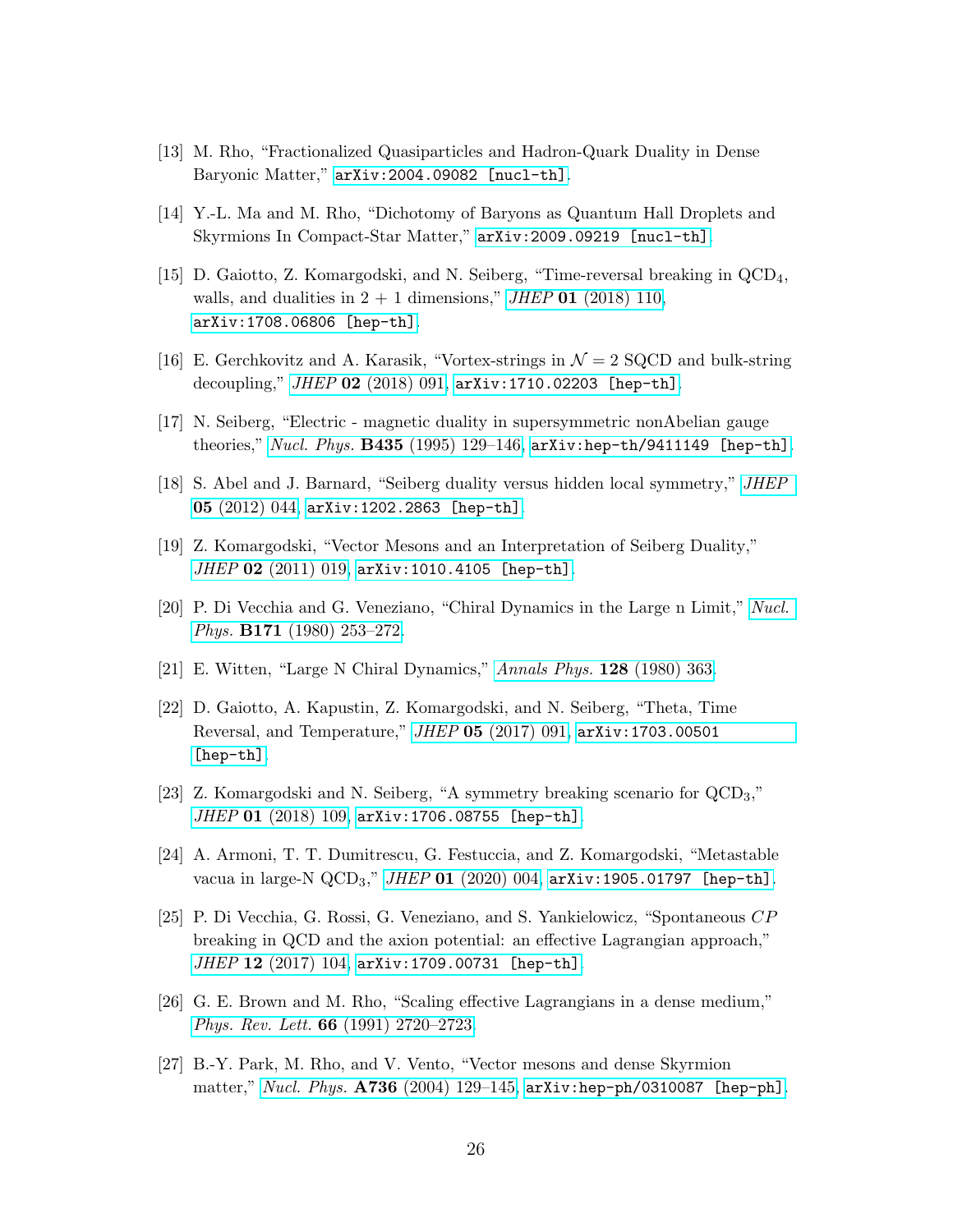[13] M. Rho, “Fractionalized Quasiparticles and Hadron-Quark Duality in Dense Baryonic Matter,” arXiv:2004.09082 [nucl-th].

[14] Y.-L. Ma and M. Rho, “Dichotomy of Baryons as Quantum Hall Droplets and Skyrmions In Compact-Star Matter,” arXiv:2009.09219 [nucl-th].

[15] D. Gaiotto, Z. Komargodski, and N. Seiberg, “Time-reversal breaking in $QCD_4$, walls, and dualities in 2 + 1 dimensions,” *JHEP* **01** (2018) 110, arXiv:1708.06806 [hep-th].

[16] E. Gerchkovitz and A. Karasik, “Vortex-strings in $\mathcal{N} = 2$ SQCD and bulk-string decoupling,” *JHEP* **02** (2018) 091, arXiv:1710.02203 [hep-th].

[17] N. Seiberg, “Electric - magnetic duality in supersymmetric nonAbelian gauge theories,” *Nucl. Phys.* **B435** (1995) 129–146, arXiv:hep-th/9411149 [hep-th].

[18] S. Abel and J. Barnard, “Seiberg duality versus hidden local symmetry,” *JHEP* **05** (2012) 044, arXiv:1202.2863 [hep-th].

[19] Z. Komargodski, “Vector Mesons and an Interpretation of Seiberg Duality,” *JHEP* **02** (2011) 019, arXiv:1010.4105 [hep-th].

[20] P. Di Vecchia and G. Veneziano, “Chiral Dynamics in the Large n Limit,” *Nucl. Phys.* **B171** (1980) 253–272.

[21] E. Witten, “Large N Chiral Dynamics,” *Annals Phys.* **128** (1980) 363.

[22] D. Gaiotto, A. Kapustin, Z. Komargodski, and N. Seiberg, “Theta, Time Reversal, and Temperature,” *JHEP* **05** (2017) 091, arXiv:1703.00501 [hep-th].

[23] Z. Komargodski and N. Seiberg, “A symmetry breaking scenario for $QCD_3$,” *JHEP* **01** (2018) 109, arXiv:1706.08755 [hep-th].

[24] A. Armoni, T. T. Dumitrescu, G. Festuccia, and Z. Komargodski, “Metastable vacua in large-N $QCD_3$,” *JHEP* **01** (2020) 004, arXiv:1905.01797 [hep-th].

[25] P. Di Vecchia, G. Rossi, G. Veneziano, and S. Yankielowicz, “Spontaneous $CP$ breaking in QCD and the axion potential: an effective Lagrangian approach,” *JHEP* **12** (2017) 104, arXiv:1709.00731 [hep-th].

[26] G. E. Brown and M. Rho, “Scaling effective Lagrangians in a dense medium,” *Phys. Rev. Lett.* **66** (1991) 2720–2723.

[27] B.-Y. Park, M. Rho, and V. Vento, “Vector mesons and dense Skyrmion matter,” *Nucl. Phys.* **A736** (2004) 129–145, arXiv:hep-ph/0310087 [hep-ph].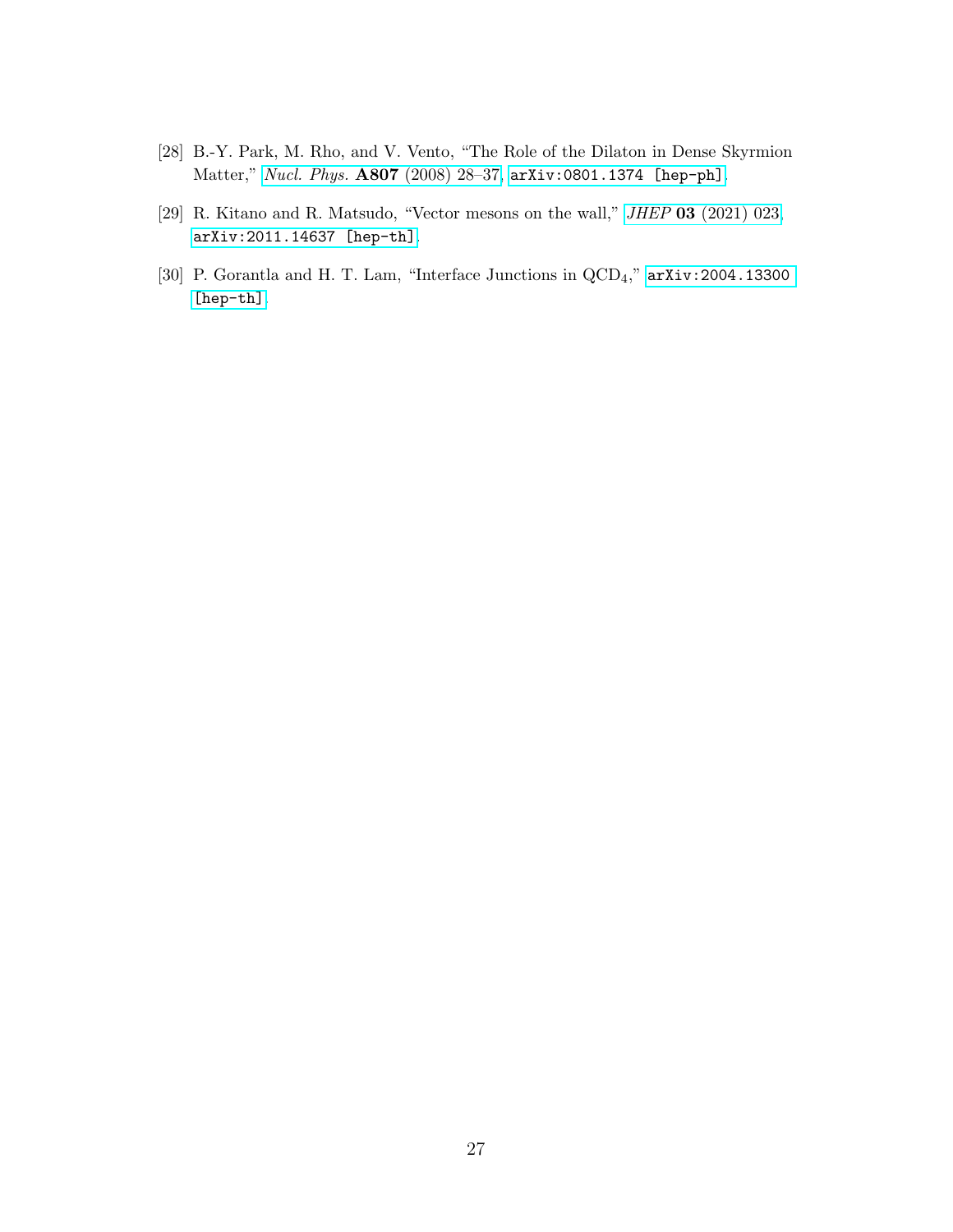[28] B.-Y. Park, M. Rho, and V. Vento, "The Role of the Dilaton in Dense Skyrmion Matter," *Nucl. Phys.* **A807** (2008) 28–37, `arXiv:0801.1374 [hep-ph]`.

[29] R. Kitano and R. Matsudo, "Vector mesons on the wall," *JHEP* **03** (2021) 023, `arXiv:2011.14637 [hep-th]`.

[30] P. Gorantla and H. T. Lam, "Interface Junctions in $\mathrm{QCD}_4$," `arXiv:2004.13300 [hep-th]`.